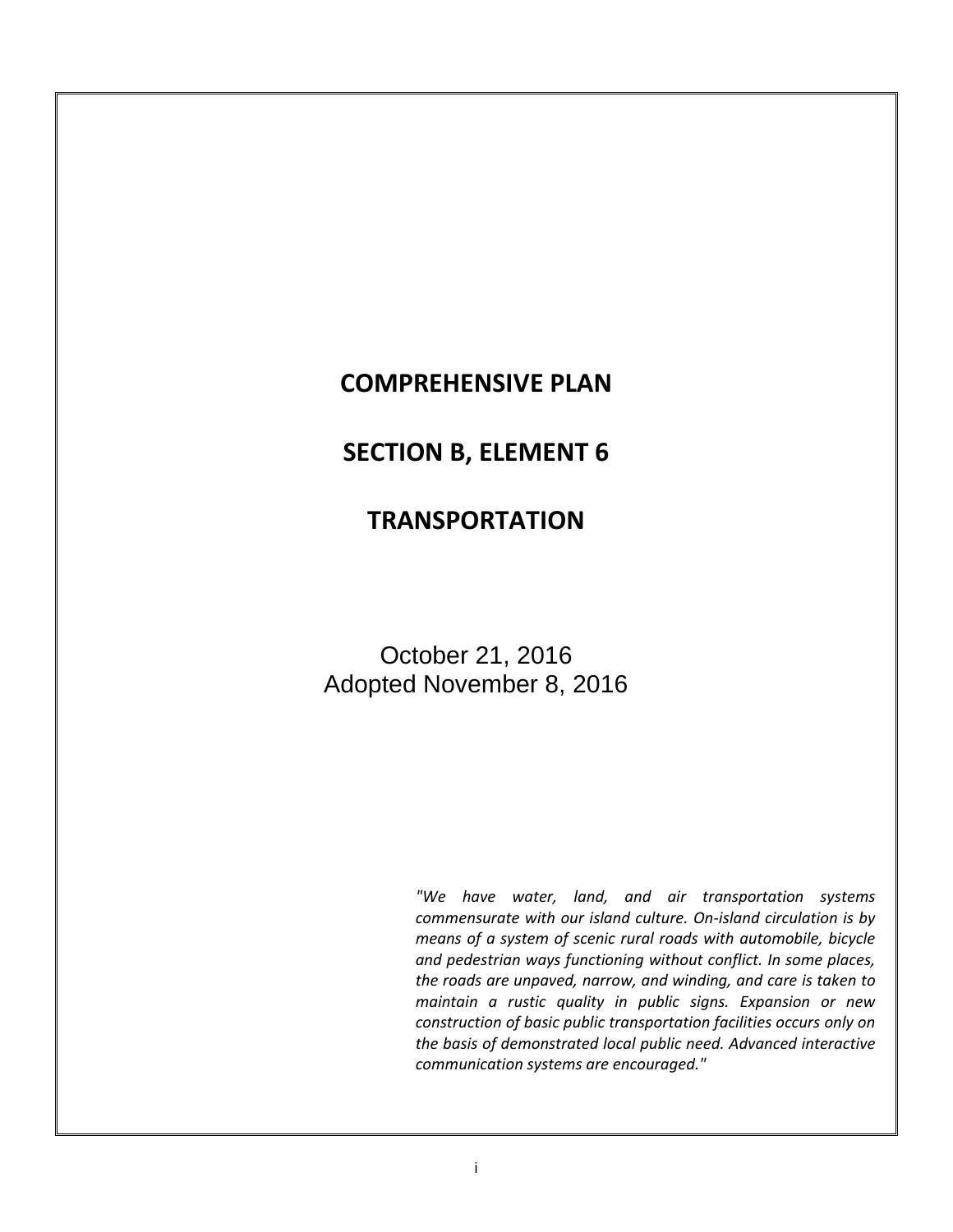# COMPREHENSIVE PLAN

## SECTION B, ELEMENT 6

## TRANSPORTATION

October 21, 2016
Adopted November 8, 2016

*"We have water, land, and air transportation systems commensurate with our island culture. On-island circulation is by means of a system of scenic rural roads with automobile, bicycle and pedestrian ways functioning without conflict. In some places, the roads are unpaved, narrow, and winding, and care is taken to maintain a rustic quality in public signs. Expansion or new construction of basic public transportation facilities occurs only on the basis of demonstrated local public need. Advanced interactive communication systems are encouraged."*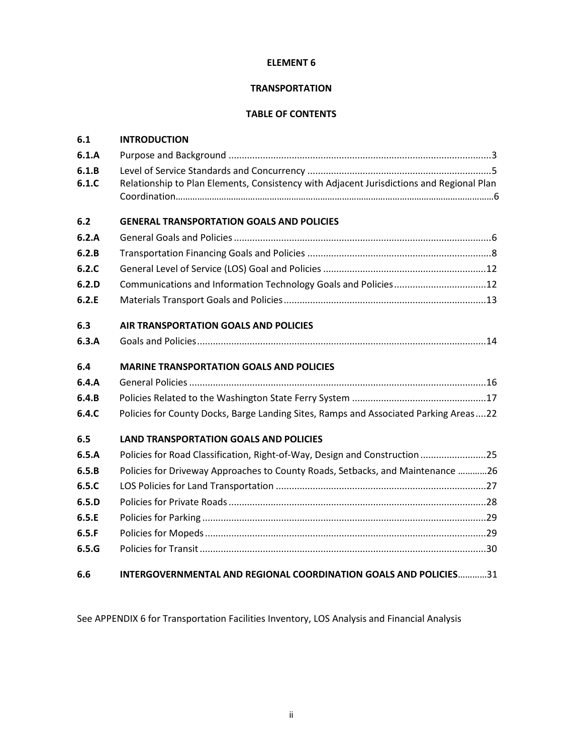**ELEMENT 6**

**TRANSPORTATION**

**TABLE OF CONTENTS**

| | | |
|---|---|---|
| **6.1** | **INTRODUCTION** | |
| **6.1.A** | Purpose and Background | 3 |
| **6.1.B** | Level of Service Standards and Concurrency | 5 |
| **6.1.C** | Relationship to Plan Elements, Consistency with Adjacent Jurisdictions and Regional Plan Coordination | 6 |
| **6.2** | **GENERAL TRANSPORTATION GOALS AND POLICIES** | |
| **6.2.A** | General Goals and Policies | 6 |
| **6.2.B** | Transportation Financing Goals and Policies | 8 |
| **6.2.C** | General Level of Service (LOS) Goal and Policies | 12 |
| **6.2.D** | Communications and Information Technology Goals and Policies | 12 |
| **6.2.E** | Materials Transport Goals and Policies | 13 |
| **6.3** | **AIR TRANSPORTATION GOALS AND POLICIES** | |
| **6.3.A** | Goals and Policies | 14 |
| **6.4** | **MARINE TRANSPORTATION GOALS AND POLICIES** | |
| **6.4.A** | General Policies | 16 |
| **6.4.B** | Policies Related to the Washington State Ferry System | 17 |
| **6.4.C** | Policies for County Docks, Barge Landing Sites, Ramps and Associated Parking Areas | 22 |
| **6.5** | **LAND TRANSPORTATION GOALS AND POLICIES** | |
| **6.5.A** | Policies for Road Classification, Right-of-Way, Design and Construction | 25 |
| **6.5.B** | Policies for Driveway Approaches to County Roads, Setbacks, and Maintenance | 26 |
| **6.5.C** | LOS Policies for Land Transportation | 27 |
| **6.5.D** | Policies for Private Roads | 28 |
| **6.5.E** | Policies for Parking | 29 |
| **6.5.F** | Policies for Mopeds | 29 |
| **6.5.G** | Policies for Transit | 30 |
| **6.6** | **INTERGOVERNMENTAL AND REGIONAL COORDINATION GOALS AND POLICIES** | 31 |

See APPENDIX 6 for Transportation Facilities Inventory, LOS Analysis and Financial Analysis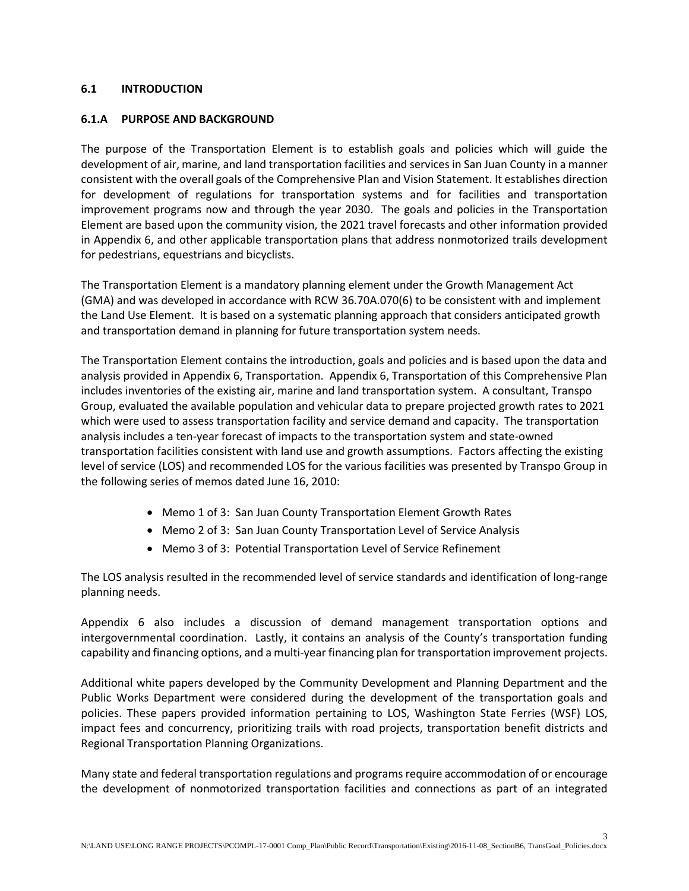## 6.1 INTRODUCTION

### 6.1.A PURPOSE AND BACKGROUND

The purpose of the Transportation Element is to establish goals and policies which will guide the development of air, marine, and land transportation facilities and services in San Juan County in a manner consistent with the overall goals of the Comprehensive Plan and Vision Statement. It establishes direction for development of regulations for transportation systems and for facilities and transportation improvement programs now and through the year 2030. The goals and policies in the Transportation Element are based upon the community vision, the 2021 travel forecasts and other information provided in Appendix 6, and other applicable transportation plans that address nonmotorized trails development for pedestrians, equestrians and bicyclists.

The Transportation Element is a mandatory planning element under the Growth Management Act (GMA) and was developed in accordance with RCW 36.70A.070(6) to be consistent with and implement the Land Use Element. It is based on a systematic planning approach that considers anticipated growth and transportation demand in planning for future transportation system needs.

The Transportation Element contains the introduction, goals and policies and is based upon the data and analysis provided in Appendix 6, Transportation. Appendix 6, Transportation of this Comprehensive Plan includes inventories of the existing air, marine and land transportation system. A consultant, Transpo Group, evaluated the available population and vehicular data to prepare projected growth rates to 2021 which were used to assess transportation facility and service demand and capacity. The transportation analysis includes a ten-year forecast of impacts to the transportation system and state-owned transportation facilities consistent with land use and growth assumptions. Factors affecting the existing level of service (LOS) and recommended LOS for the various facilities was presented by Transpo Group in the following series of memos dated June 16, 2010:

- Memo 1 of 3: San Juan County Transportation Element Growth Rates
- Memo 2 of 3: San Juan County Transportation Level of Service Analysis
- Memo 3 of 3: Potential Transportation Level of Service Refinement

The LOS analysis resulted in the recommended level of service standards and identification of long-range planning needs.

Appendix 6 also includes a discussion of demand management transportation options and intergovernmental coordination. Lastly, it contains an analysis of the County's transportation funding capability and financing options, and a multi-year financing plan for transportation improvement projects.

Additional white papers developed by the Community Development and Planning Department and the Public Works Department were considered during the development of the transportation goals and policies. These papers provided information pertaining to LOS, Washington State Ferries (WSF) LOS, impact fees and concurrency, prioritizing trails with road projects, transportation benefit districts and Regional Transportation Planning Organizations.

Many state and federal transportation regulations and programs require accommodation of or encourage the development of nonmotorized transportation facilities and connections as part of an integrated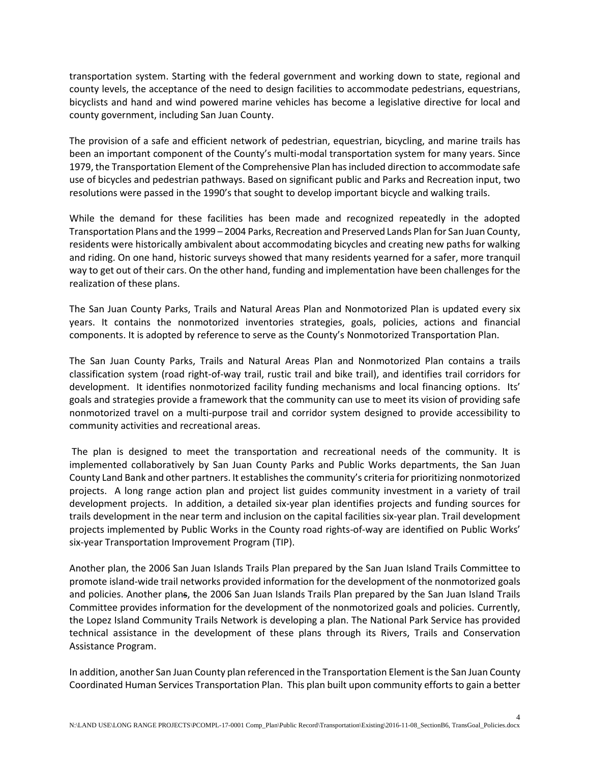transportation system. Starting with the federal government and working down to state, regional and county levels, the acceptance of the need to design facilities to accommodate pedestrians, equestrians, bicyclists and hand and wind powered marine vehicles has become a legislative directive for local and county government, including San Juan County.

The provision of a safe and efficient network of pedestrian, equestrian, bicycling, and marine trails has been an important component of the County's multi-modal transportation system for many years. Since 1979, the Transportation Element of the Comprehensive Plan has included direction to accommodate safe use of bicycles and pedestrian pathways. Based on significant public and Parks and Recreation input, two resolutions were passed in the 1990's that sought to develop important bicycle and walking trails.

While the demand for these facilities has been made and recognized repeatedly in the adopted Transportation Plans and the 1999 – 2004 Parks, Recreation and Preserved Lands Plan for San Juan County, residents were historically ambivalent about accommodating bicycles and creating new paths for walking and riding. On one hand, historic surveys showed that many residents yearned for a safer, more tranquil way to get out of their cars. On the other hand, funding and implementation have been challenges for the realization of these plans.

The San Juan County Parks, Trails and Natural Areas Plan and Nonmotorized Plan is updated every six years. It contains the nonmotorized inventories strategies, goals, policies, actions and financial components. It is adopted by reference to serve as the County's Nonmotorized Transportation Plan.

The San Juan County Parks, Trails and Natural Areas Plan and Nonmotorized Plan contains a trails classification system (road right-of-way trail, rustic trail and bike trail), and identifies trail corridors for development. It identifies nonmotorized facility funding mechanisms and local financing options. Its' goals and strategies provide a framework that the community can use to meet its vision of providing safe nonmotorized travel on a multi-purpose trail and corridor system designed to provide accessibility to community activities and recreational areas.

The plan is designed to meet the transportation and recreational needs of the community. It is implemented collaboratively by San Juan County Parks and Public Works departments, the San Juan County Land Bank and other partners. It establishes the community's criteria for prioritizing nonmotorized projects. A long range action plan and project list guides community investment in a variety of trail development projects. In addition, a detailed six-year plan identifies projects and funding sources for trails development in the near term and inclusion on the capital facilities six-year plan. Trail development projects implemented by Public Works in the County road rights-of-way are identified on Public Works' six-year Transportation Improvement Program (TIP).

Another plan, the 2006 San Juan Islands Trails Plan prepared by the San Juan Island Trails Committee to promote island-wide trail networks provided information for the development of the nonmotorized goals and policies. Another plan~~s~~, the 2006 San Juan Islands Trails Plan prepared by the San Juan Island Trails Committee provides information for the development of the nonmotorized goals and policies. Currently, the Lopez Island Community Trails Network is developing a plan. The National Park Service has provided technical assistance in the development of these plans through its Rivers, Trails and Conservation Assistance Program.

In addition, another San Juan County plan referenced in the Transportation Element is the San Juan County Coordinated Human Services Transportation Plan. This plan built upon community efforts to gain a better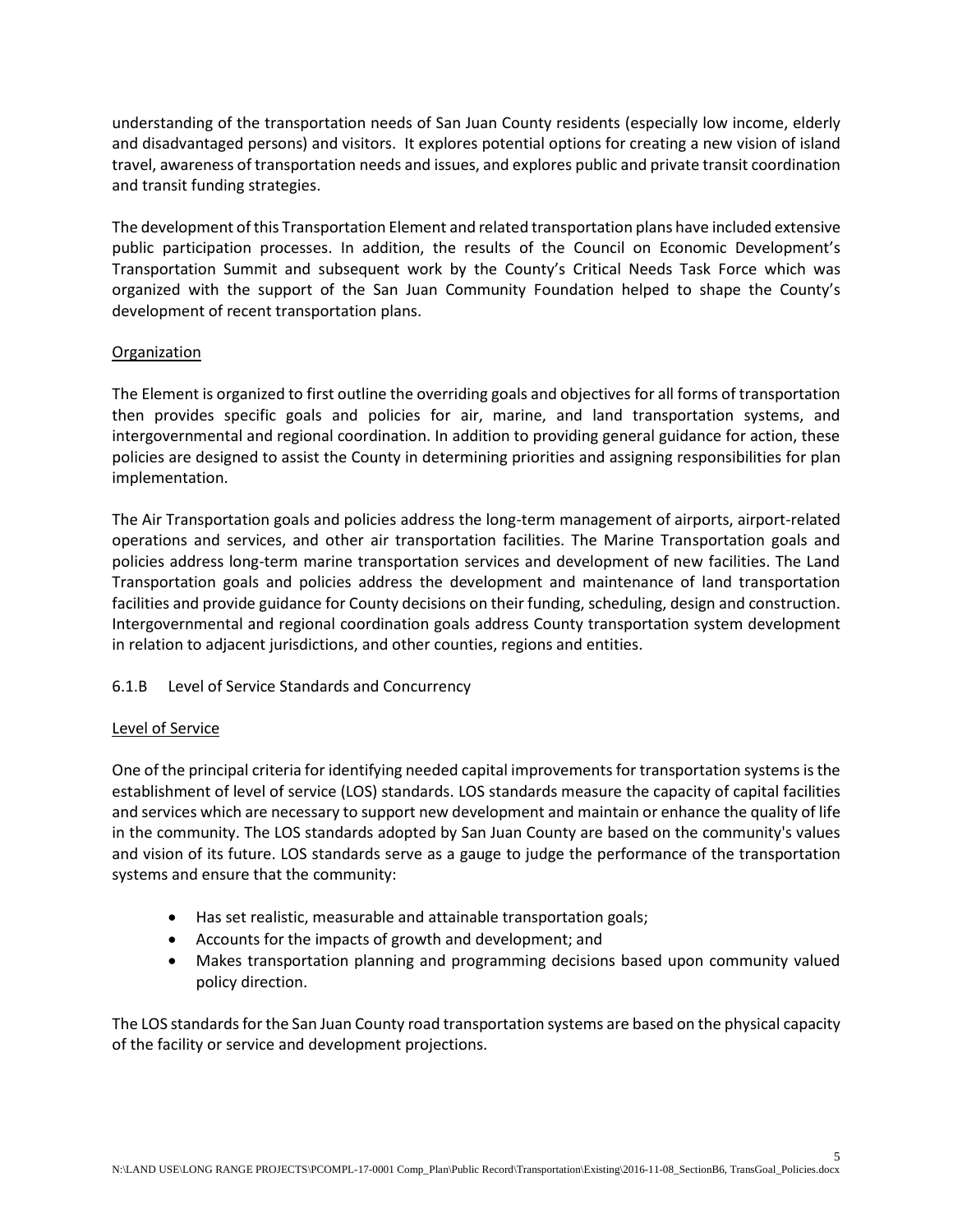understanding of the transportation needs of San Juan County residents (especially low income, elderly and disadvantaged persons) and visitors. It explores potential options for creating a new vision of island travel, awareness of transportation needs and issues, and explores public and private transit coordination and transit funding strategies.

The development of this Transportation Element and related transportation plans have included extensive public participation processes. In addition, the results of the Council on Economic Development's Transportation Summit and subsequent work by the County's Critical Needs Task Force which was organized with the support of the San Juan Community Foundation helped to shape the County's development of recent transportation plans.

<u>Organization</u>

The Element is organized to first outline the overriding goals and objectives for all forms of transportation then provides specific goals and policies for air, marine, and land transportation systems, and intergovernmental and regional coordination. In addition to providing general guidance for action, these policies are designed to assist the County in determining priorities and assigning responsibilities for plan implementation.

The Air Transportation goals and policies address the long-term management of airports, airport-related operations and services, and other air transportation facilities. The Marine Transportation goals and policies address long-term marine transportation services and development of new facilities. The Land Transportation goals and policies address the development and maintenance of land transportation facilities and provide guidance for County decisions on their funding, scheduling, design and construction. Intergovernmental and regional coordination goals address County transportation system development in relation to adjacent jurisdictions, and other counties, regions and entities.

### 6.1.B Level of Service Standards and Concurrency

<u>Level of Service</u>

One of the principal criteria for identifying needed capital improvements for transportation systems is the establishment of level of service (LOS) standards. LOS standards measure the capacity of capital facilities and services which are necessary to support new development and maintain or enhance the quality of life in the community. The LOS standards adopted by San Juan County are based on the community's values and vision of its future. LOS standards serve as a gauge to judge the performance of the transportation systems and ensure that the community:

- Has set realistic, measurable and attainable transportation goals;
- Accounts for the impacts of growth and development; and
- Makes transportation planning and programming decisions based upon community valued policy direction.

The LOS standards for the San Juan County road transportation systems are based on the physical capacity of the facility or service and development projections.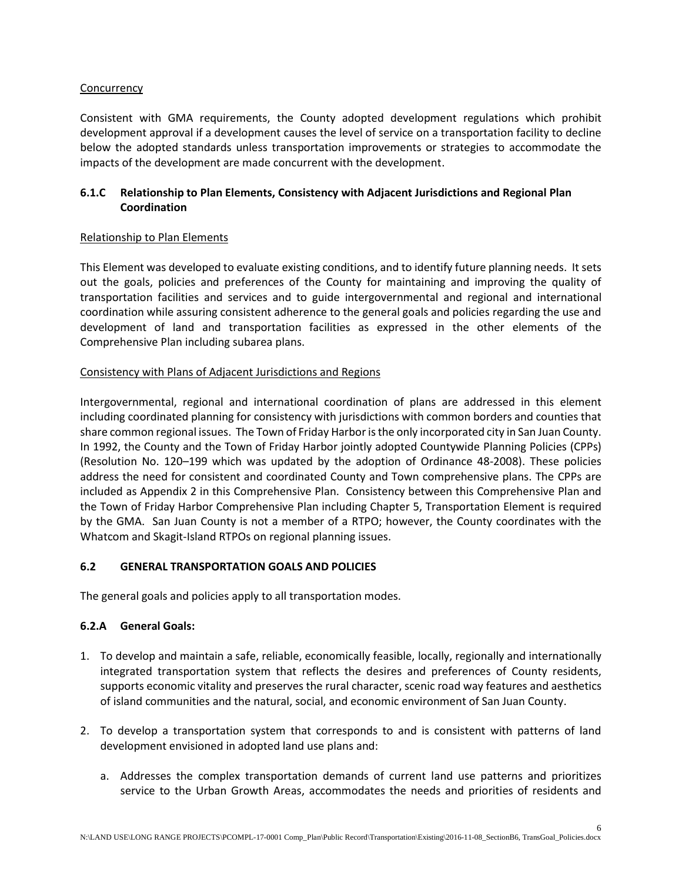Concurrency

Consistent with GMA requirements, the County adopted development regulations which prohibit development approval if a development causes the level of service on a transportation facility to decline below the adopted standards unless transportation improvements or strategies to accommodate the impacts of the development are made concurrent with the development.

### 6.1.C Relationship to Plan Elements, Consistency with Adjacent Jurisdictions and Regional Plan Coordination

Relationship to Plan Elements

This Element was developed to evaluate existing conditions, and to identify future planning needs. It sets out the goals, policies and preferences of the County for maintaining and improving the quality of transportation facilities and services and to guide intergovernmental and regional and international coordination while assuring consistent adherence to the general goals and policies regarding the use and development of land and transportation facilities as expressed in the other elements of the Comprehensive Plan including subarea plans.

Consistency with Plans of Adjacent Jurisdictions and Regions

Intergovernmental, regional and international coordination of plans are addressed in this element including coordinated planning for consistency with jurisdictions with common borders and counties that share common regional issues. The Town of Friday Harbor is the only incorporated city in San Juan County. In 1992, the County and the Town of Friday Harbor jointly adopted Countywide Planning Policies (CPPs) (Resolution No. 120–199 which was updated by the adoption of Ordinance 48-2008). These policies address the need for consistent and coordinated County and Town comprehensive plans. The CPPs are included as Appendix 2 in this Comprehensive Plan. Consistency between this Comprehensive Plan and the Town of Friday Harbor Comprehensive Plan including Chapter 5, Transportation Element is required by the GMA. San Juan County is not a member of a RTPO; however, the County coordinates with the Whatcom and Skagit-Island RTPOs on regional planning issues.

## 6.2 GENERAL TRANSPORTATION GOALS AND POLICIES

The general goals and policies apply to all transportation modes.

### 6.2.A General Goals:

1. To develop and maintain a safe, reliable, economically feasible, locally, regionally and internationally integrated transportation system that reflects the desires and preferences of County residents, supports economic vitality and preserves the rural character, scenic road way features and aesthetics of island communities and the natural, social, and economic environment of San Juan County.

2. To develop a transportation system that corresponds to and is consistent with patterns of land development envisioned in adopted land use plans and:

   a. Addresses the complex transportation demands of current land use patterns and prioritizes service to the Urban Growth Areas, accommodates the needs and priorities of residents and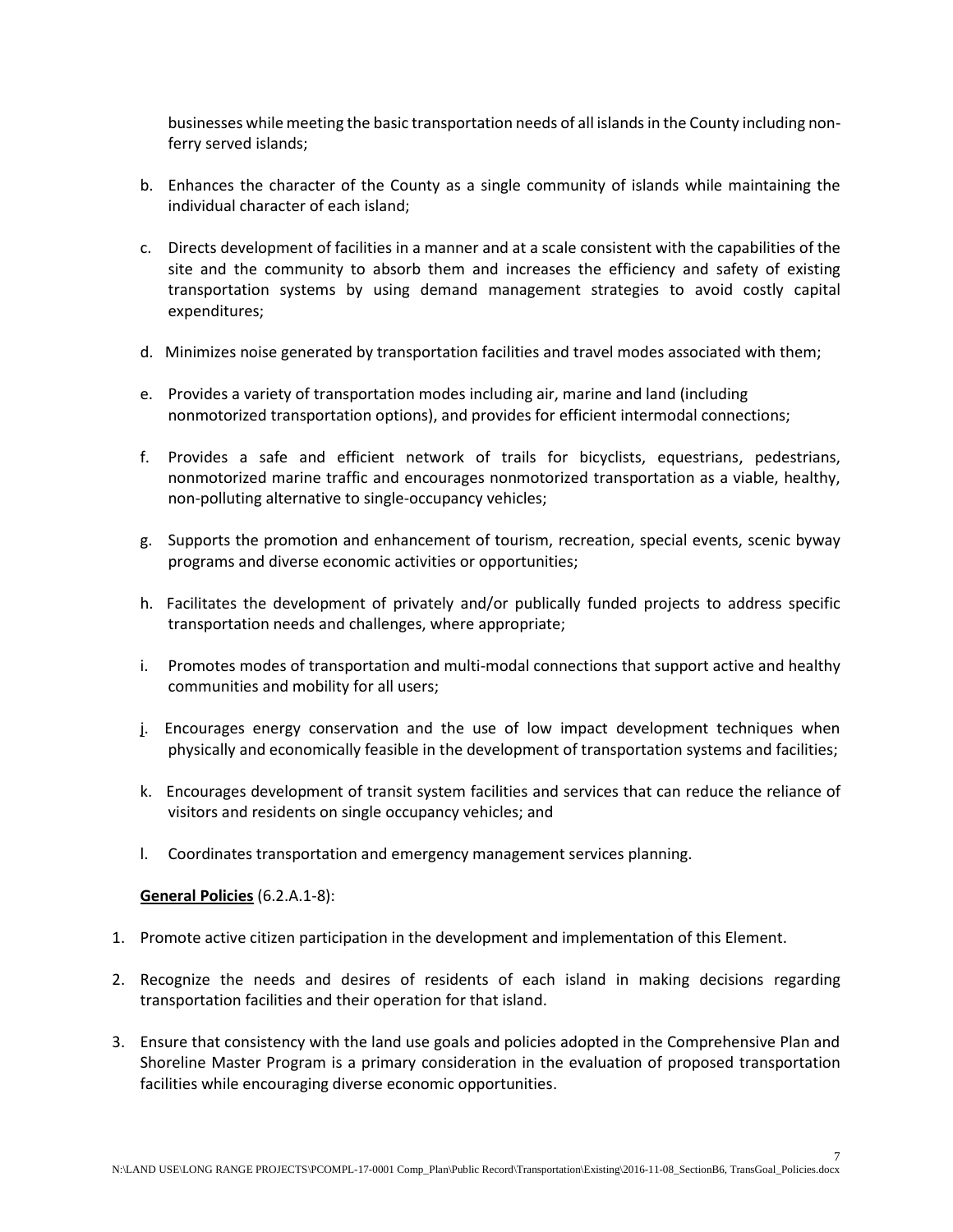businesses while meeting the basic transportation needs of all islands in the County including non-ferry served islands;

b. Enhances the character of the County as a single community of islands while maintaining the individual character of each island;

c. Directs development of facilities in a manner and at a scale consistent with the capabilities of the site and the community to absorb them and increases the efficiency and safety of existing transportation systems by using demand management strategies to avoid costly capital expenditures;

d. Minimizes noise generated by transportation facilities and travel modes associated with them;

e. Provides a variety of transportation modes including air, marine and land (including nonmotorized transportation options), and provides for efficient intermodal connections;

f. Provides a safe and efficient network of trails for bicyclists, equestrians, pedestrians, nonmotorized marine traffic and encourages nonmotorized transportation as a viable, healthy, non-polluting alternative to single-occupancy vehicles;

g. Supports the promotion and enhancement of tourism, recreation, special events, scenic byway programs and diverse economic activities or opportunities;

h. Facilitates the development of privately and/or publically funded projects to address specific transportation needs and challenges, where appropriate;

i. Promotes modes of transportation and multi-modal connections that support active and healthy communities and mobility for all users;

j. Encourages energy conservation and the use of low impact development techniques when physically and economically feasible in the development of transportation systems and facilities;

k. Encourages development of transit system facilities and services that can reduce the reliance of visitors and residents on single occupancy vehicles; and

l. Coordinates transportation and emergency management services planning.

**General Policies** (6.2.A.1-8):

1. Promote active citizen participation in the development and implementation of this Element.

2. Recognize the needs and desires of residents of each island in making decisions regarding transportation facilities and their operation for that island.

3. Ensure that consistency with the land use goals and policies adopted in the Comprehensive Plan and Shoreline Master Program is a primary consideration in the evaluation of proposed transportation facilities while encouraging diverse economic opportunities.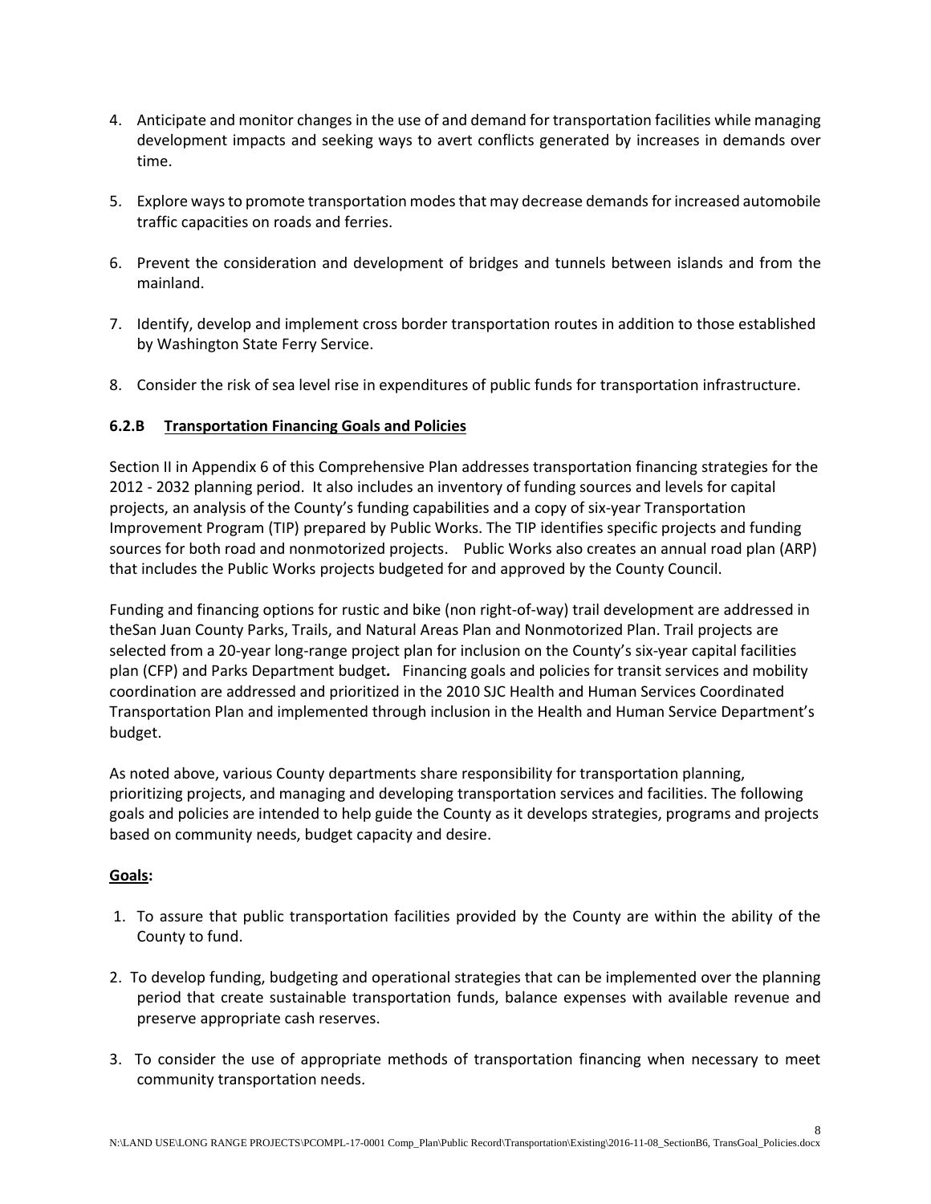4. Anticipate and monitor changes in the use of and demand for transportation facilities while managing development impacts and seeking ways to avert conflicts generated by increases in demands over time.

5. Explore ways to promote transportation modes that may decrease demands for increased automobile traffic capacities on roads and ferries.

6. Prevent the consideration and development of bridges and tunnels between islands and from the mainland.

7. Identify, develop and implement cross border transportation routes in addition to those established by Washington State Ferry Service.

8. Consider the risk of sea level rise in expenditures of public funds for transportation infrastructure.

### 6.2.B **Transportation Financing Goals and Policies**

Section II in Appendix 6 of this Comprehensive Plan addresses transportation financing strategies for the 2012 - 2032 planning period. It also includes an inventory of funding sources and levels for capital projects, an analysis of the County's funding capabilities and a copy of six-year Transportation Improvement Program (TIP) prepared by Public Works. The TIP identifies specific projects and funding sources for both road and nonmotorized projects. Public Works also creates an annual road plan (ARP) that includes the Public Works projects budgeted for and approved by the County Council.

Funding and financing options for rustic and bike (non right-of-way) trail development are addressed in theSan Juan County Parks, Trails, and Natural Areas Plan and Nonmotorized Plan. Trail projects are selected from a 20-year long-range project plan for inclusion on the County's six-year capital facilities plan (CFP) and Parks Department budget. Financing goals and policies for transit services and mobility coordination are addressed and prioritized in the 2010 SJC Health and Human Services Coordinated Transportation Plan and implemented through inclusion in the Health and Human Service Department's budget.

As noted above, various County departments share responsibility for transportation planning, prioritizing projects, and managing and developing transportation services and facilities. The following goals and policies are intended to help guide the County as it develops strategies, programs and projects based on community needs, budget capacity and desire.

**Goals:**

1. To assure that public transportation facilities provided by the County are within the ability of the County to fund.

2. To develop funding, budgeting and operational strategies that can be implemented over the planning period that create sustainable transportation funds, balance expenses with available revenue and preserve appropriate cash reserves.

3. To consider the use of appropriate methods of transportation financing when necessary to meet community transportation needs.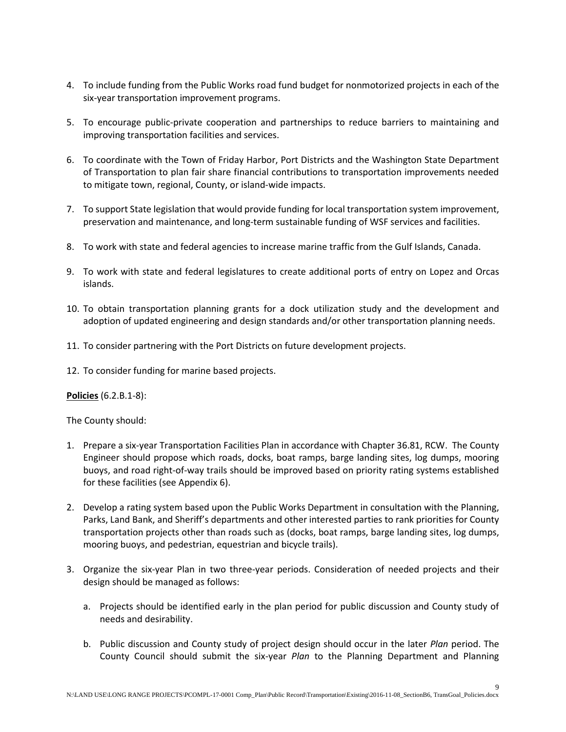4. To include funding from the Public Works road fund budget for nonmotorized projects in each of the six-year transportation improvement programs.

5. To encourage public-private cooperation and partnerships to reduce barriers to maintaining and improving transportation facilities and services.

6. To coordinate with the Town of Friday Harbor, Port Districts and the Washington State Department of Transportation to plan fair share financial contributions to transportation improvements needed to mitigate town, regional, County, or island-wide impacts.

7. To support State legislation that would provide funding for local transportation system improvement, preservation and maintenance, and long-term sustainable funding of WSF services and facilities.

8. To work with state and federal agencies to increase marine traffic from the Gulf Islands, Canada.

9. To work with state and federal legislatures to create additional ports of entry on Lopez and Orcas islands.

10. To obtain transportation planning grants for a dock utilization study and the development and adoption of updated engineering and design standards and/or other transportation planning needs.

11. To consider partnering with the Port Districts on future development projects.

12. To consider funding for marine based projects.

**Policies** (6.2.B.1-8):

The County should:

1. Prepare a six-year Transportation Facilities Plan in accordance with Chapter 36.81, RCW. The County Engineer should propose which roads, docks, boat ramps, barge landing sites, log dumps, mooring buoys, and road right-of-way trails should be improved based on priority rating systems established for these facilities (see Appendix 6).

2. Develop a rating system based upon the Public Works Department in consultation with the Planning, Parks, Land Bank, and Sheriff's departments and other interested parties to rank priorities for County transportation projects other than roads such as (docks, boat ramps, barge landing sites, log dumps, mooring buoys, and pedestrian, equestrian and bicycle trails).

3. Organize the six-year Plan in two three-year periods. Consideration of needed projects and their design should be managed as follows:

   a. Projects should be identified early in the plan period for public discussion and County study of needs and desirability.

   b. Public discussion and County study of project design should occur in the later *Plan* period. The County Council should submit the six-year *Plan* to the Planning Department and Planning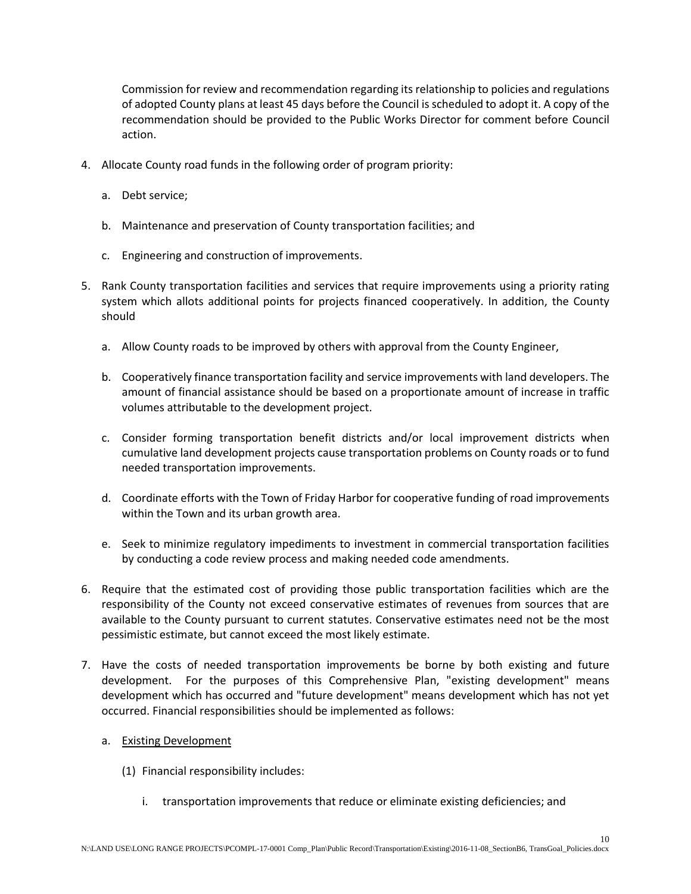Commission for review and recommendation regarding its relationship to policies and regulations of adopted County plans at least 45 days before the Council is scheduled to adopt it. A copy of the recommendation should be provided to the Public Works Director for comment before Council action.

4. Allocate County road funds in the following order of program priority:

   a. Debt service;

   b. Maintenance and preservation of County transportation facilities; and

   c. Engineering and construction of improvements.

5. Rank County transportation facilities and services that require improvements using a priority rating system which allots additional points for projects financed cooperatively. In addition, the County should

   a. Allow County roads to be improved by others with approval from the County Engineer,

   b. Cooperatively finance transportation facility and service improvements with land developers. The amount of financial assistance should be based on a proportionate amount of increase in traffic volumes attributable to the development project.

   c. Consider forming transportation benefit districts and/or local improvement districts when cumulative land development projects cause transportation problems on County roads or to fund needed transportation improvements.

   d. Coordinate efforts with the Town of Friday Harbor for cooperative funding of road improvements within the Town and its urban growth area.

   e. Seek to minimize regulatory impediments to investment in commercial transportation facilities by conducting a code review process and making needed code amendments.

6. Require that the estimated cost of providing those public transportation facilities which are the responsibility of the County not exceed conservative estimates of revenues from sources that are available to the County pursuant to current statutes. Conservative estimates need not be the most pessimistic estimate, but cannot exceed the most likely estimate.

7. Have the costs of needed transportation improvements be borne by both existing and future development. For the purposes of this Comprehensive Plan, "existing development" means development which has occurred and "future development" means development which has not yet occurred. Financial responsibilities should be implemented as follows:

   a. Existing Development

      (1) Financial responsibility includes:

         i. transportation improvements that reduce or eliminate existing deficiencies; and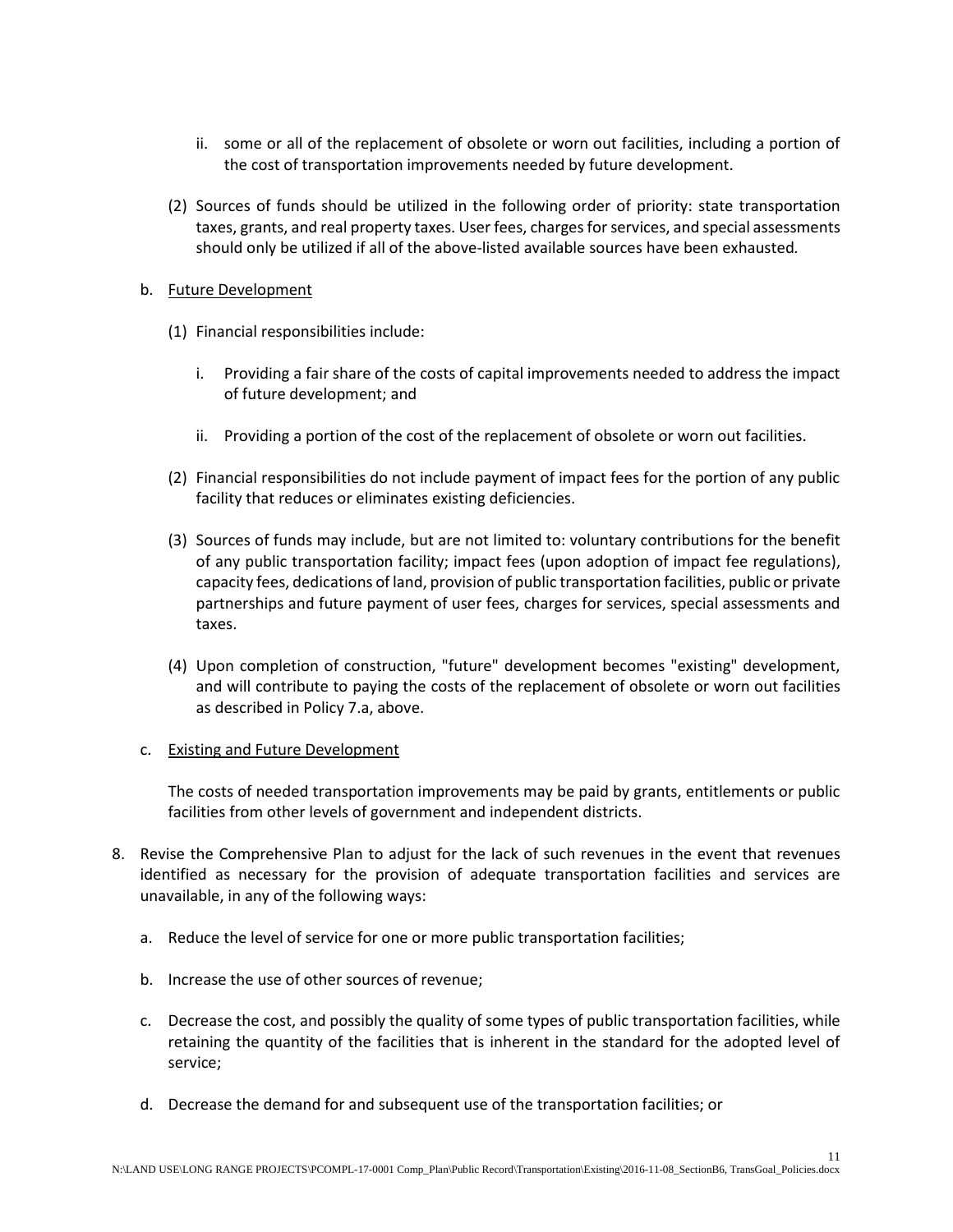ii. some or all of the replacement of obsolete or worn out facilities, including a portion of the cost of transportation improvements needed by future development.

(2) Sources of funds should be utilized in the following order of priority: state transportation taxes, grants, and real property taxes. User fees, charges for services, and special assessments should only be utilized if all of the above-listed available sources have been exhausted.

b. <u>Future Development</u>

(1) Financial responsibilities include:

i. Providing a fair share of the costs of capital improvements needed to address the impact of future development; and

ii. Providing a portion of the cost of the replacement of obsolete or worn out facilities.

(2) Financial responsibilities do not include payment of impact fees for the portion of any public facility that reduces or eliminates existing deficiencies.

(3) Sources of funds may include, but are not limited to: voluntary contributions for the benefit of any public transportation facility; impact fees (upon adoption of impact fee regulations), capacity fees, dedications of land, provision of public transportation facilities, public or private partnerships and future payment of user fees, charges for services, special assessments and taxes.

(4) Upon completion of construction, "future" development becomes "existing" development, and will contribute to paying the costs of the replacement of obsolete or worn out facilities as described in Policy 7.a, above.

c. <u>Existing and Future Development</u>

The costs of needed transportation improvements may be paid by grants, entitlements or public facilities from other levels of government and independent districts.

8. Revise the Comprehensive Plan to adjust for the lack of such revenues in the event that revenues identified as necessary for the provision of adequate transportation facilities and services are unavailable, in any of the following ways:

a. Reduce the level of service for one or more public transportation facilities;

b. Increase the use of other sources of revenue;

c. Decrease the cost, and possibly the quality of some types of public transportation facilities, while retaining the quantity of the facilities that is inherent in the standard for the adopted level of service;

d. Decrease the demand for and subsequent use of the transportation facilities; or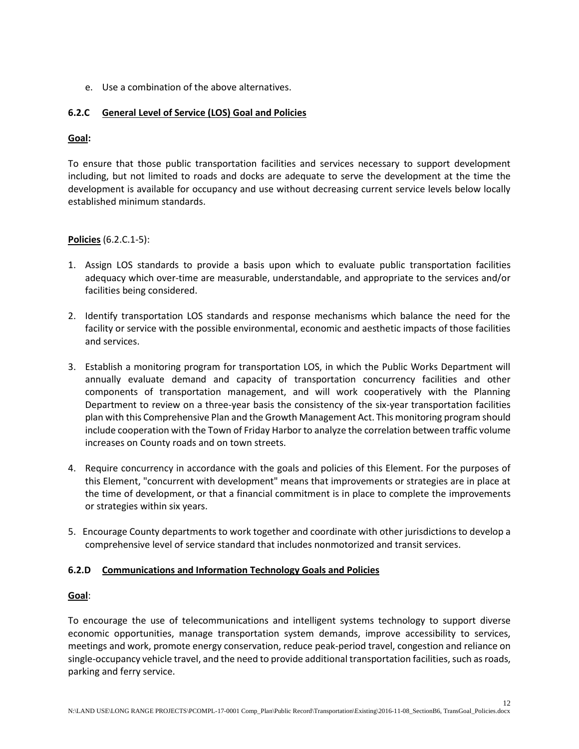e. Use a combination of the above alternatives.

### 6.2.C General Level of Service (LOS) Goal and Policies

**Goal:**

To ensure that those public transportation facilities and services necessary to support development including, but not limited to roads and docks are adequate to serve the development at the time the development is available for occupancy and use without decreasing current service levels below locally established minimum standards.

**Policies** (6.2.C.1-5):

1. Assign LOS standards to provide a basis upon which to evaluate public transportation facilities adequacy which over-time are measurable, understandable, and appropriate to the services and/or facilities being considered.

2. Identify transportation LOS standards and response mechanisms which balance the need for the facility or service with the possible environmental, economic and aesthetic impacts of those facilities and services.

3. Establish a monitoring program for transportation LOS, in which the Public Works Department will annually evaluate demand and capacity of transportation concurrency facilities and other components of transportation management, and will work cooperatively with the Planning Department to review on a three-year basis the consistency of the six-year transportation facilities plan with this Comprehensive Plan and the Growth Management Act. This monitoring program should include cooperation with the Town of Friday Harbor to analyze the correlation between traffic volume increases on County roads and on town streets.

4. Require concurrency in accordance with the goals and policies of this Element. For the purposes of this Element, "concurrent with development" means that improvements or strategies are in place at the time of development, or that a financial commitment is in place to complete the improvements or strategies within six years.

5. Encourage County departments to work together and coordinate with other jurisdictions to develop a comprehensive level of service standard that includes nonmotorized and transit services.

### 6.2.D Communications and Information Technology Goals and Policies

**Goal**:

To encourage the use of telecommunications and intelligent systems technology to support diverse economic opportunities, manage transportation system demands, improve accessibility to services, meetings and work, promote energy conservation, reduce peak-period travel, congestion and reliance on single-occupancy vehicle travel, and the need to provide additional transportation facilities, such as roads, parking and ferry service.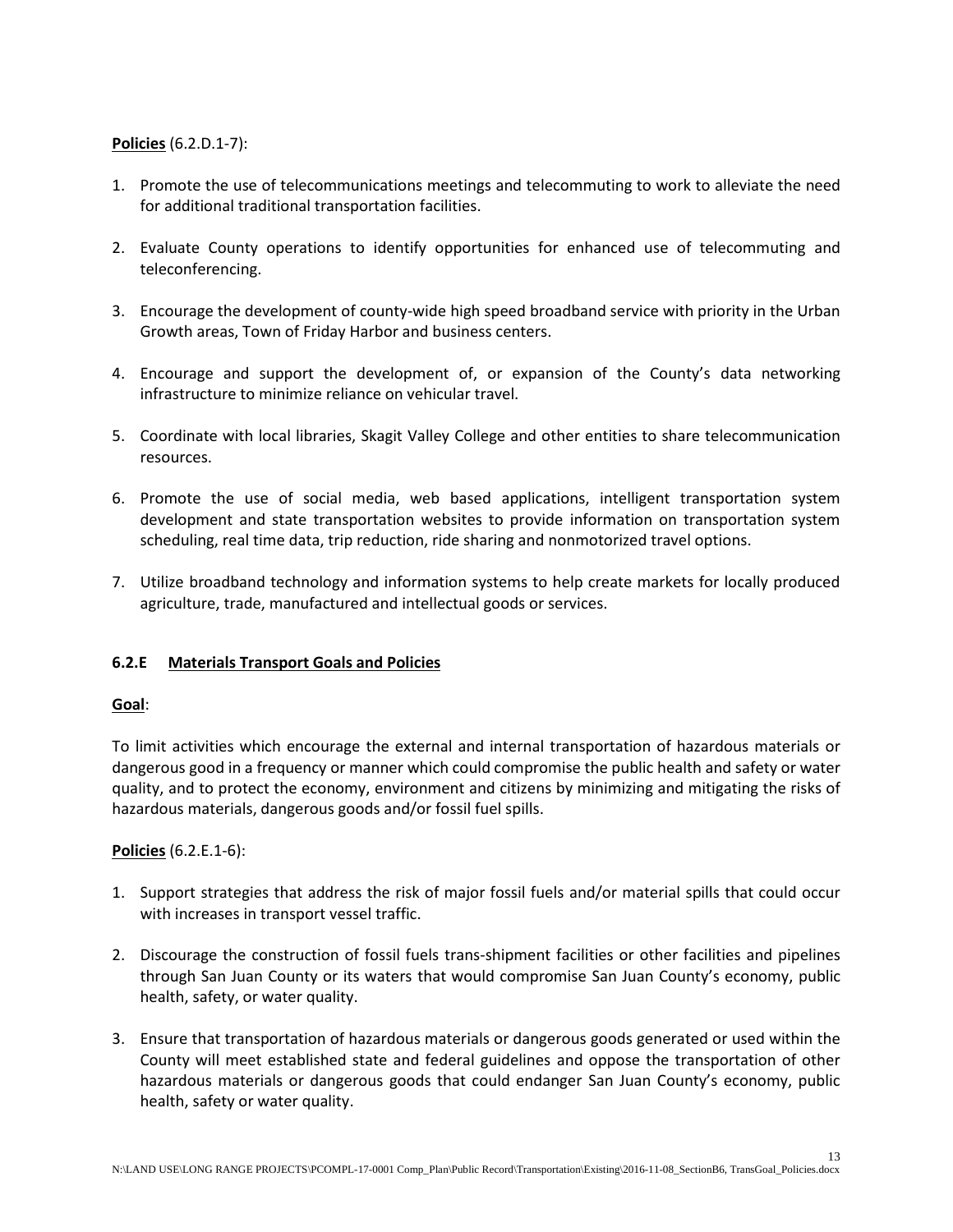**Policies** (6.2.D.1-7):

1. Promote the use of telecommunications meetings and telecommuting to work to alleviate the need for additional traditional transportation facilities.

2. Evaluate County operations to identify opportunities for enhanced use of telecommuting and teleconferencing.

3. Encourage the development of county-wide high speed broadband service with priority in the Urban Growth areas, Town of Friday Harbor and business centers.

4. Encourage and support the development of, or expansion of the County's data networking infrastructure to minimize reliance on vehicular travel.

5. Coordinate with local libraries, Skagit Valley College and other entities to share telecommunication resources.

6. Promote the use of social media, web based applications, intelligent transportation system development and state transportation websites to provide information on transportation system scheduling, real time data, trip reduction, ride sharing and nonmotorized travel options.

7. Utilize broadband technology and information systems to help create markets for locally produced agriculture, trade, manufactured and intellectual goods or services.

### 6.2.E Materials Transport Goals and Policies

**Goal**:

To limit activities which encourage the external and internal transportation of hazardous materials or dangerous good in a frequency or manner which could compromise the public health and safety or water quality, and to protect the economy, environment and citizens by minimizing and mitigating the risks of hazardous materials, dangerous goods and/or fossil fuel spills.

**Policies** (6.2.E.1-6):

1. Support strategies that address the risk of major fossil fuels and/or material spills that could occur with increases in transport vessel traffic.

2. Discourage the construction of fossil fuels trans-shipment facilities or other facilities and pipelines through San Juan County or its waters that would compromise San Juan County's economy, public health, safety, or water quality.

3. Ensure that transportation of hazardous materials or dangerous goods generated or used within the County will meet established state and federal guidelines and oppose the transportation of other hazardous materials or dangerous goods that could endanger San Juan County's economy, public health, safety or water quality.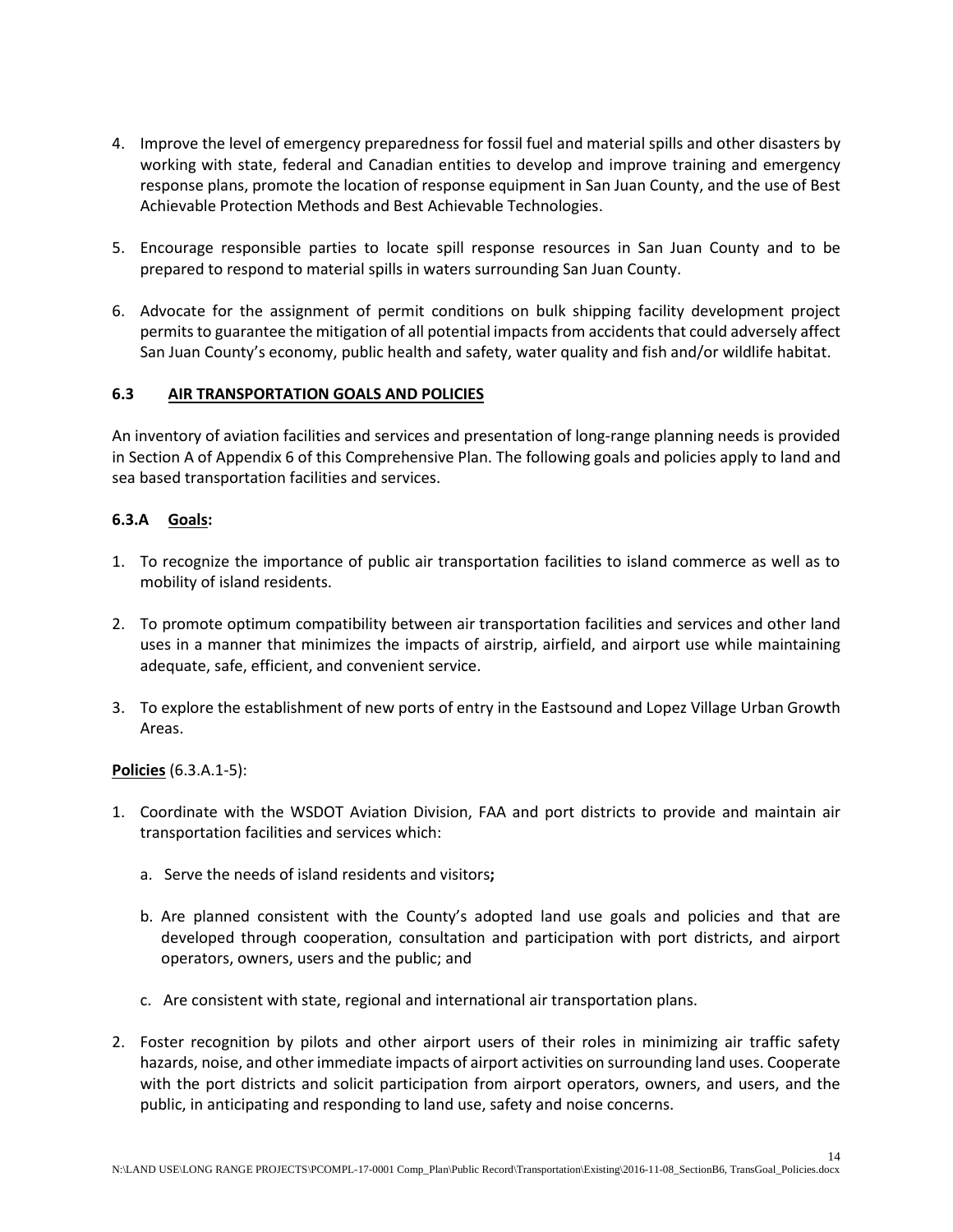4. Improve the level of emergency preparedness for fossil fuel and material spills and other disasters by working with state, federal and Canadian entities to develop and improve training and emergency response plans, promote the location of response equipment in San Juan County, and the use of Best Achievable Protection Methods and Best Achievable Technologies.

5. Encourage responsible parties to locate spill response resources in San Juan County and to be prepared to respond to material spills in waters surrounding San Juan County.

6. Advocate for the assignment of permit conditions on bulk shipping facility development project permits to guarantee the mitigation of all potential impacts from accidents that could adversely affect San Juan County's economy, public health and safety, water quality and fish and/or wildlife habitat.

### 6.3 AIR TRANSPORTATION GOALS AND POLICIES

An inventory of aviation facilities and services and presentation of long-range planning needs is provided in Section A of Appendix 6 of this Comprehensive Plan. The following goals and policies apply to land and sea based transportation facilities and services.

#### 6.3.A Goals:

1. To recognize the importance of public air transportation facilities to island commerce as well as to mobility of island residents.

2. To promote optimum compatibility between air transportation facilities and services and other land uses in a manner that minimizes the impacts of airstrip, airfield, and airport use while maintaining adequate, safe, efficient, and convenient service.

3. To explore the establishment of new ports of entry in the Eastsound and Lopez Village Urban Growth Areas.

**Policies** (6.3.A.1-5):

1. Coordinate with the WSDOT Aviation Division, FAA and port districts to provide and maintain air transportation facilities and services which:

   a. Serve the needs of island residents and visitors**;**

   b. Are planned consistent with the County's adopted land use goals and policies and that are developed through cooperation, consultation and participation with port districts, and airport operators, owners, users and the public; and

   c. Are consistent with state, regional and international air transportation plans.

2. Foster recognition by pilots and other airport users of their roles in minimizing air traffic safety hazards, noise, and other immediate impacts of airport activities on surrounding land uses. Cooperate with the port districts and solicit participation from airport operators, owners, and users, and the public, in anticipating and responding to land use, safety and noise concerns.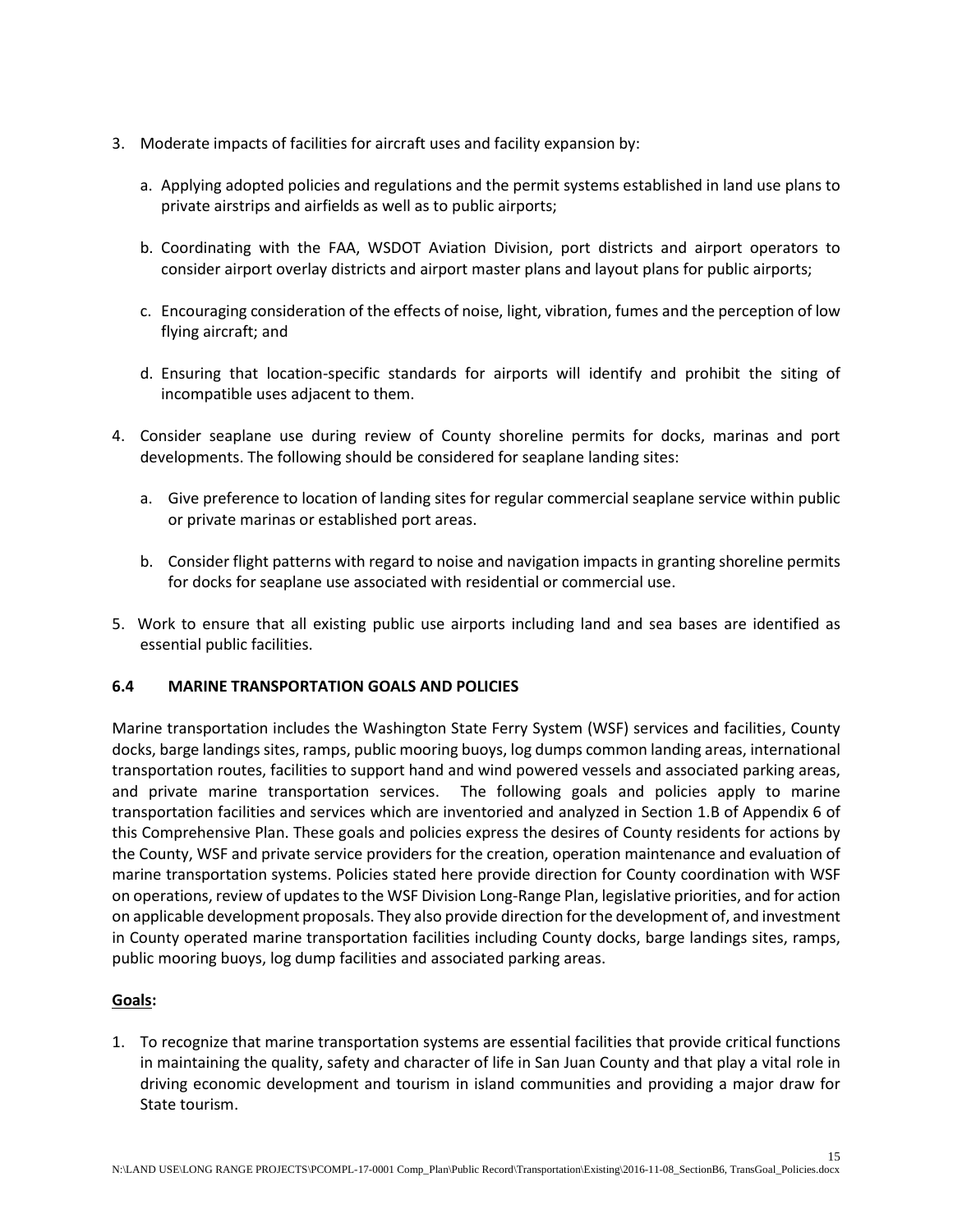3. Moderate impacts of facilities for aircraft uses and facility expansion by:

   a. Applying adopted policies and regulations and the permit systems established in land use plans to private airstrips and airfields as well as to public airports;

   b. Coordinating with the FAA, WSDOT Aviation Division, port districts and airport operators to consider airport overlay districts and airport master plans and layout plans for public airports;

   c. Encouraging consideration of the effects of noise, light, vibration, fumes and the perception of low flying aircraft; and

   d. Ensuring that location-specific standards for airports will identify and prohibit the siting of incompatible uses adjacent to them.

4. Consider seaplane use during review of County shoreline permits for docks, marinas and port developments. The following should be considered for seaplane landing sites:

   a. Give preference to location of landing sites for regular commercial seaplane service within public or private marinas or established port areas.

   b. Consider flight patterns with regard to noise and navigation impacts in granting shoreline permits for docks for seaplane use associated with residential or commercial use.

5. Work to ensure that all existing public use airports including land and sea bases are identified as essential public facilities.

### 6.4 MARINE TRANSPORTATION GOALS AND POLICIES

Marine transportation includes the Washington State Ferry System (WSF) services and facilities, County docks, barge landings sites, ramps, public mooring buoys, log dumps common landing areas, international transportation routes, facilities to support hand and wind powered vessels and associated parking areas, and private marine transportation services. The following goals and policies apply to marine transportation facilities and services which are inventoried and analyzed in Section 1.B of Appendix 6 of this Comprehensive Plan. These goals and policies express the desires of County residents for actions by the County, WSF and private service providers for the creation, operation maintenance and evaluation of marine transportation systems. Policies stated here provide direction for County coordination with WSF on operations, review of updates to the WSF Division Long-Range Plan, legislative priorities, and for action on applicable development proposals. They also provide direction for the development of, and investment in County operated marine transportation facilities including County docks, barge landings sites, ramps, public mooring buoys, log dump facilities and associated parking areas.

**<u>Goals</u>:**

1. To recognize that marine transportation systems are essential facilities that provide critical functions in maintaining the quality, safety and character of life in San Juan County and that play a vital role in driving economic development and tourism in island communities and providing a major draw for State tourism.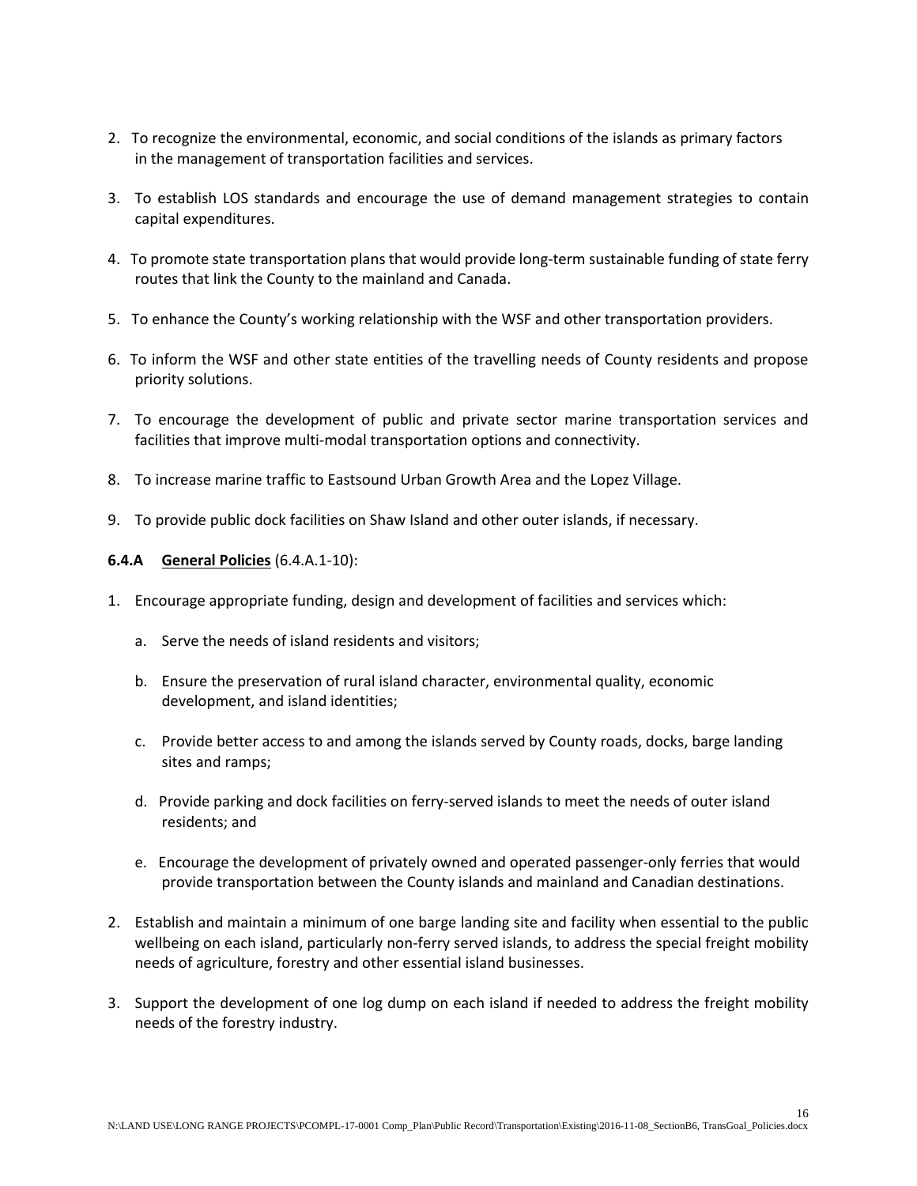2. To recognize the environmental, economic, and social conditions of the islands as primary factors in the management of transportation facilities and services.

3. To establish LOS standards and encourage the use of demand management strategies to contain capital expenditures.

4. To promote state transportation plans that would provide long-term sustainable funding of state ferry routes that link the County to the mainland and Canada.

5. To enhance the County's working relationship with the WSF and other transportation providers.

6. To inform the WSF and other state entities of the travelling needs of County residents and propose priority solutions.

7. To encourage the development of public and private sector marine transportation services and facilities that improve multi-modal transportation options and connectivity.

8. To increase marine traffic to Eastsound Urban Growth Area and the Lopez Village.

9. To provide public dock facilities on Shaw Island and other outer islands, if necessary.

**6.4.A** **General Policies** (6.4.A.1-10):

1. Encourage appropriate funding, design and development of facilities and services which:

   a. Serve the needs of island residents and visitors;

   b. Ensure the preservation of rural island character, environmental quality, economic development, and island identities;

   c. Provide better access to and among the islands served by County roads, docks, barge landing sites and ramps;

   d. Provide parking and dock facilities on ferry-served islands to meet the needs of outer island residents; and

   e. Encourage the development of privately owned and operated passenger-only ferries that would provide transportation between the County islands and mainland and Canadian destinations.

2. Establish and maintain a minimum of one barge landing site and facility when essential to the public wellbeing on each island, particularly non-ferry served islands, to address the special freight mobility needs of agriculture, forestry and other essential island businesses.

3. Support the development of one log dump on each island if needed to address the freight mobility needs of the forestry industry.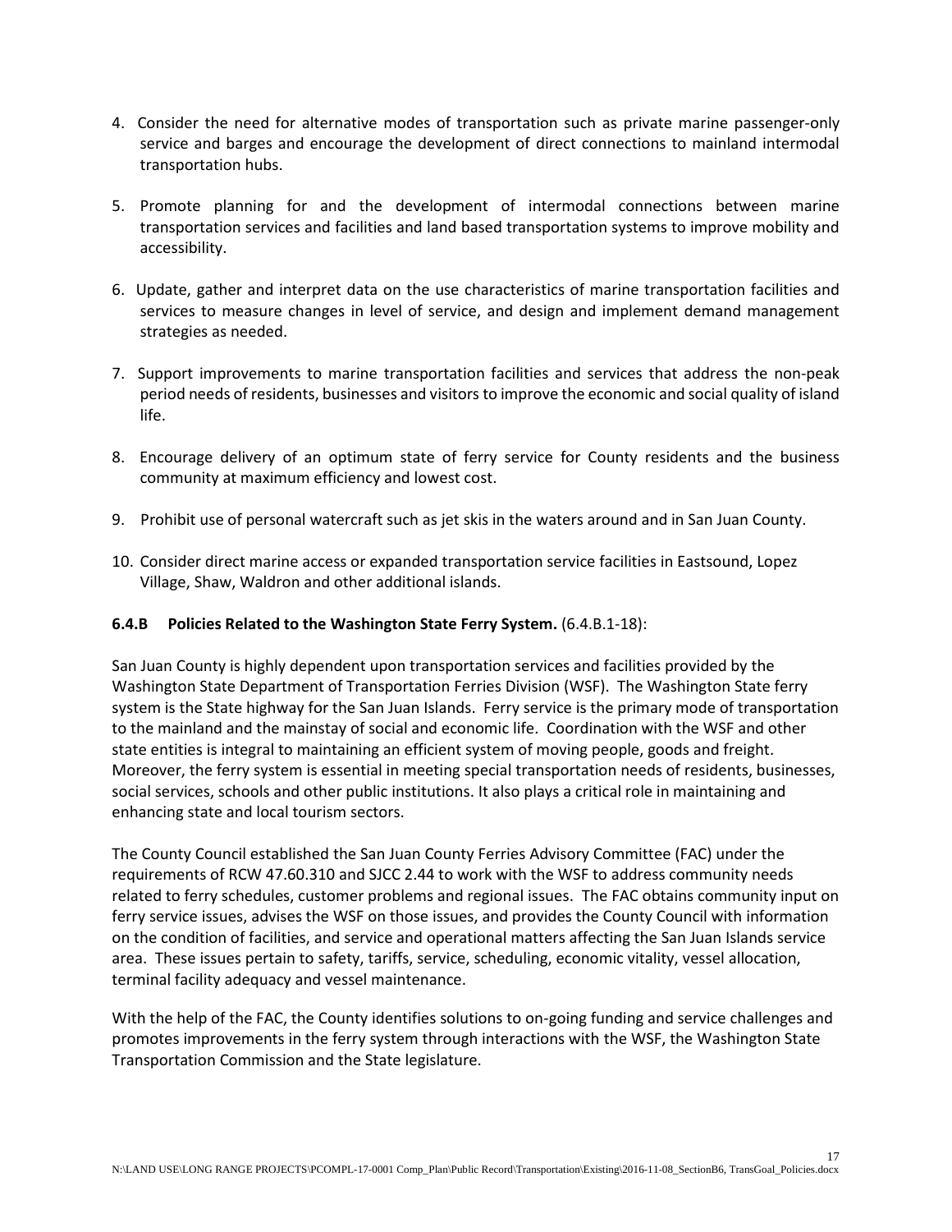4. Consider the need for alternative modes of transportation such as private marine passenger-only service and barges and encourage the development of direct connections to mainland intermodal transportation hubs.

5. Promote planning for and the development of intermodal connections between marine transportation services and facilities and land based transportation systems to improve mobility and accessibility.

6. Update, gather and interpret data on the use characteristics of marine transportation facilities and services to measure changes in level of service, and design and implement demand management strategies as needed.

7. Support improvements to marine transportation facilities and services that address the non-peak period needs of residents, businesses and visitors to improve the economic and social quality of island life.

8. Encourage delivery of an optimum state of ferry service for County residents and the business community at maximum efficiency and lowest cost.

9. Prohibit use of personal watercraft such as jet skis in the waters around and in San Juan County.

10. Consider direct marine access or expanded transportation service facilities in Eastsound, Lopez Village, Shaw, Waldron and other additional islands.

**6.4.B Policies Related to the Washington State Ferry System.** (6.4.B.1-18):

San Juan County is highly dependent upon transportation services and facilities provided by the Washington State Department of Transportation Ferries Division (WSF). The Washington State ferry system is the State highway for the San Juan Islands. Ferry service is the primary mode of transportation to the mainland and the mainstay of social and economic life. Coordination with the WSF and other state entities is integral to maintaining an efficient system of moving people, goods and freight. Moreover, the ferry system is essential in meeting special transportation needs of residents, businesses, social services, schools and other public institutions. It also plays a critical role in maintaining and enhancing state and local tourism sectors.

The County Council established the San Juan County Ferries Advisory Committee (FAC) under the requirements of RCW 47.60.310 and SJCC 2.44 to work with the WSF to address community needs related to ferry schedules, customer problems and regional issues. The FAC obtains community input on ferry service issues, advises the WSF on those issues, and provides the County Council with information on the condition of facilities, and service and operational matters affecting the San Juan Islands service area. These issues pertain to safety, tariffs, service, scheduling, economic vitality, vessel allocation, terminal facility adequacy and vessel maintenance.

With the help of the FAC, the County identifies solutions to on-going funding and service challenges and promotes improvements in the ferry system through interactions with the WSF, the Washington State Transportation Commission and the State legislature.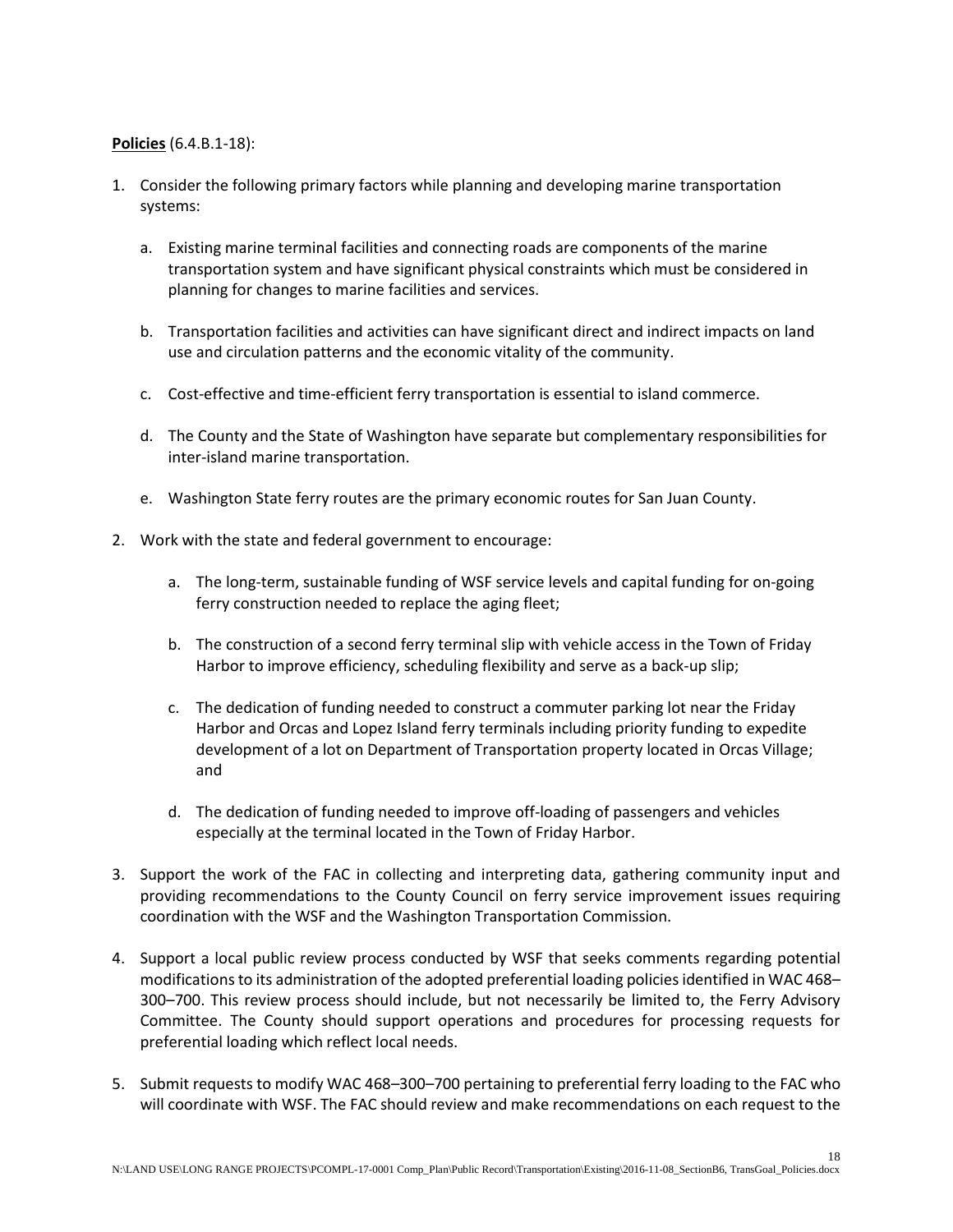**Policies** (6.4.B.1-18):

1. Consider the following primary factors while planning and developing marine transportation systems:

   a. Existing marine terminal facilities and connecting roads are components of the marine transportation system and have significant physical constraints which must be considered in planning for changes to marine facilities and services.

   b. Transportation facilities and activities can have significant direct and indirect impacts on land use and circulation patterns and the economic vitality of the community.

   c. Cost-effective and time-efficient ferry transportation is essential to island commerce.

   d. The County and the State of Washington have separate but complementary responsibilities for inter-island marine transportation.

   e. Washington State ferry routes are the primary economic routes for San Juan County.

2. Work with the state and federal government to encourage:

   a. The long-term, sustainable funding of WSF service levels and capital funding for on-going ferry construction needed to replace the aging fleet;

   b. The construction of a second ferry terminal slip with vehicle access in the Town of Friday Harbor to improve efficiency, scheduling flexibility and serve as a back-up slip;

   c. The dedication of funding needed to construct a commuter parking lot near the Friday Harbor and Orcas and Lopez Island ferry terminals including priority funding to expedite development of a lot on Department of Transportation property located in Orcas Village; and

   d. The dedication of funding needed to improve off-loading of passengers and vehicles especially at the terminal located in the Town of Friday Harbor.

3. Support the work of the FAC in collecting and interpreting data, gathering community input and providing recommendations to the County Council on ferry service improvement issues requiring coordination with the WSF and the Washington Transportation Commission.

4. Support a local public review process conducted by WSF that seeks comments regarding potential modifications to its administration of the adopted preferential loading policies identified in WAC 468–300–700. This review process should include, but not necessarily be limited to, the Ferry Advisory Committee. The County should support operations and procedures for processing requests for preferential loading which reflect local needs.

5. Submit requests to modify WAC 468–300–700 pertaining to preferential ferry loading to the FAC who will coordinate with WSF. The FAC should review and make recommendations on each request to the

N:\LAND USE\LONG RANGE PROJECTS\PCOMPL-17-0001 Comp_Plan\Public Record\Transportation\Existing\2016-11-08_SectionB6, TransGoal_Policies.docx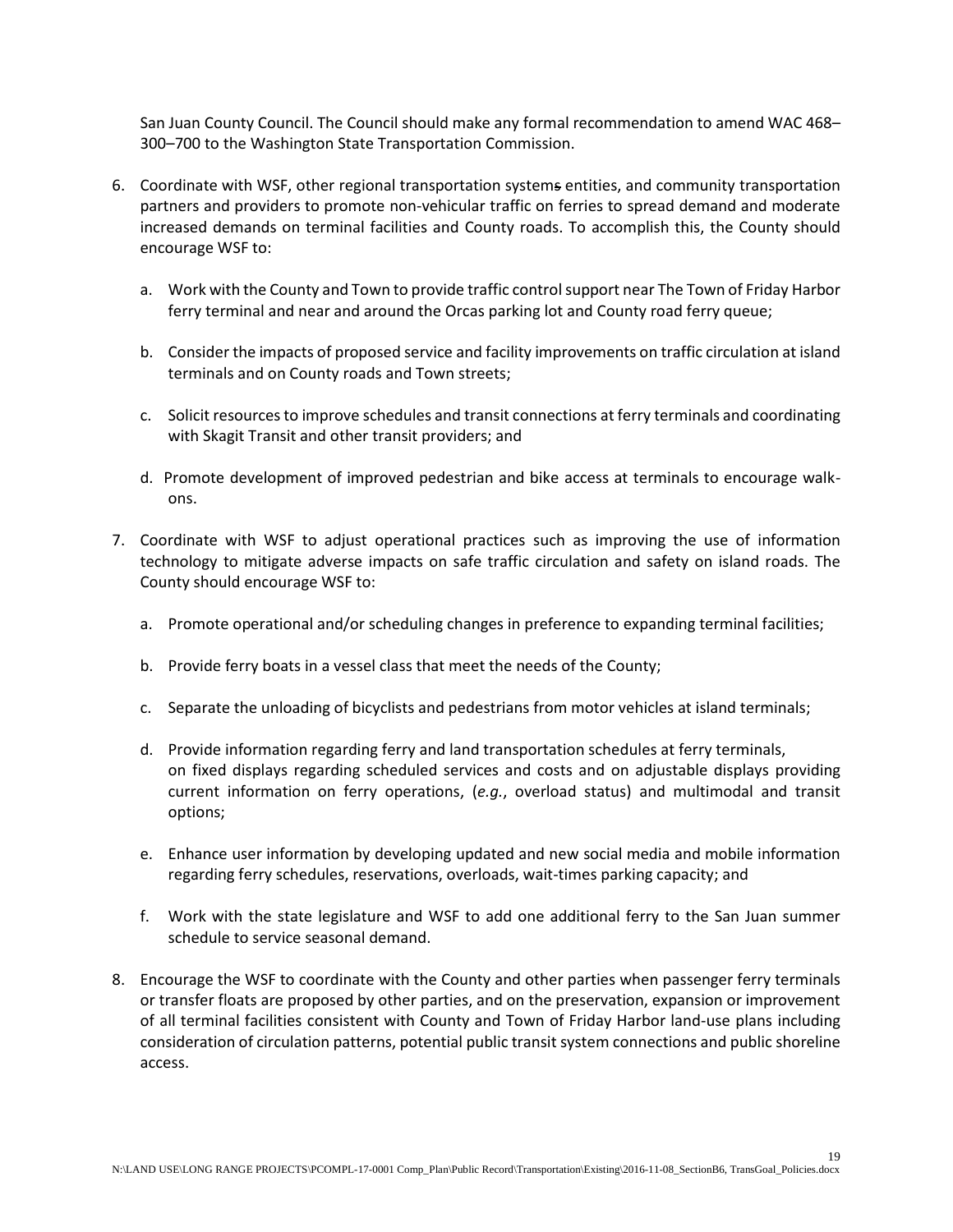San Juan County Council. The Council should make any formal recommendation to amend WAC 468–300–700 to the Washington State Transportation Commission.

6. Coordinate with WSF, other regional transportation ~~systems~~ entities, and community transportation partners and providers to promote non-vehicular traffic on ferries to spread demand and moderate increased demands on terminal facilities and County roads. To accomplish this, the County should encourage WSF to:

   a. Work with the County and Town to provide traffic control support near The Town of Friday Harbor ferry terminal and near and around the Orcas parking lot and County road ferry queue;

   b. Consider the impacts of proposed service and facility improvements on traffic circulation at island terminals and on County roads and Town streets;

   c. Solicit resources to improve schedules and transit connections at ferry terminals and coordinating with Skagit Transit and other transit providers; and

   d. Promote development of improved pedestrian and bike access at terminals to encourage walk-ons.

7. Coordinate with WSF to adjust operational practices such as improving the use of information technology to mitigate adverse impacts on safe traffic circulation and safety on island roads. The County should encourage WSF to:

   a. Promote operational and/or scheduling changes in preference to expanding terminal facilities;

   b. Provide ferry boats in a vessel class that meet the needs of the County;

   c. Separate the unloading of bicyclists and pedestrians from motor vehicles at island terminals;

   d. Provide information regarding ferry and land transportation schedules at ferry terminals, on fixed displays regarding scheduled services and costs and on adjustable displays providing current information on ferry operations, (*e.g.*, overload status) and multimodal and transit options;

   e. Enhance user information by developing updated and new social media and mobile information regarding ferry schedules, reservations, overloads, wait-times parking capacity; and

   f. Work with the state legislature and WSF to add one additional ferry to the San Juan summer schedule to service seasonal demand.

8. Encourage the WSF to coordinate with the County and other parties when passenger ferry terminals or transfer floats are proposed by other parties, and on the preservation, expansion or improvement of all terminal facilities consistent with County and Town of Friday Harbor land-use plans including consideration of circulation patterns, potential public transit system connections and public shoreline access.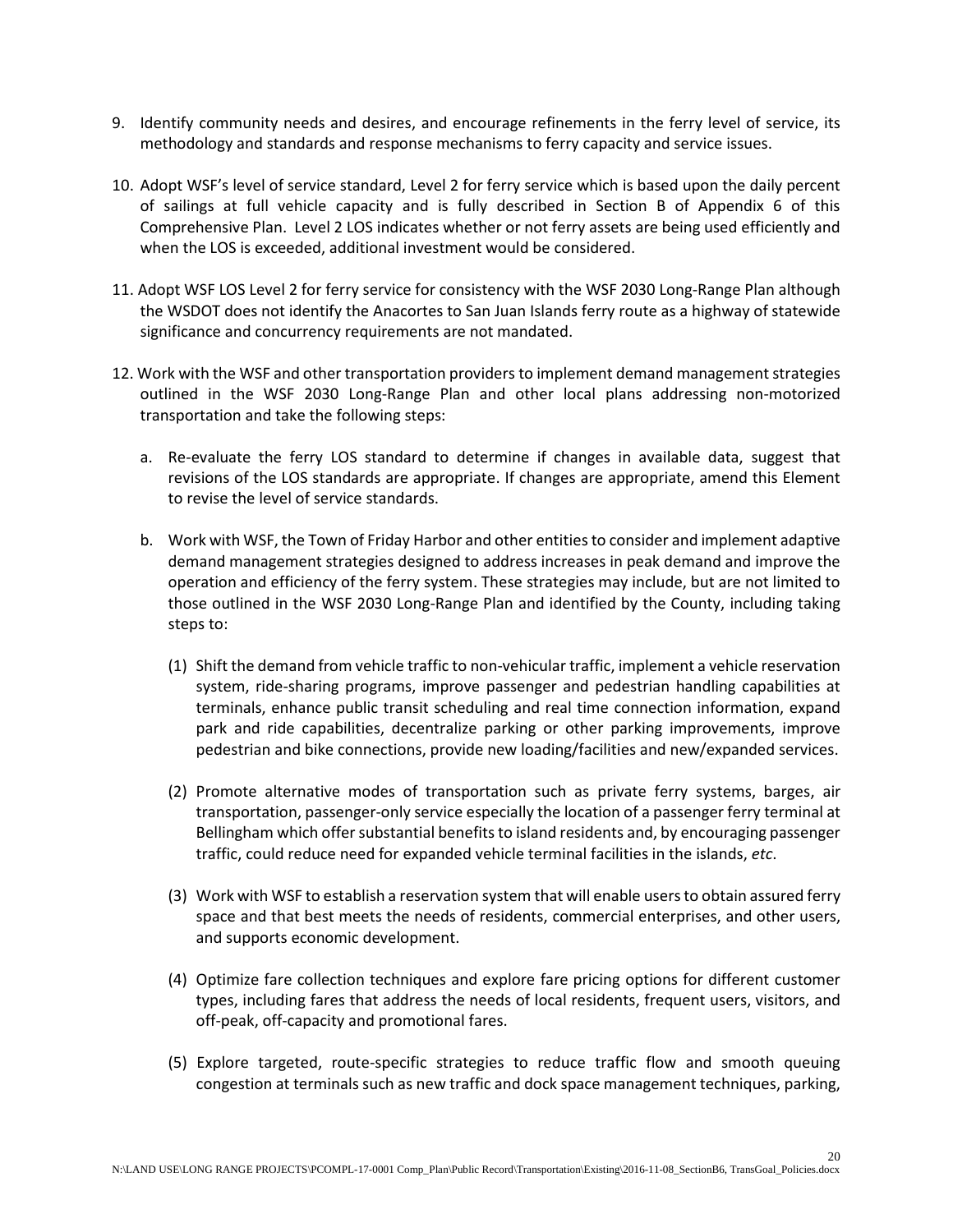9. Identify community needs and desires, and encourage refinements in the ferry level of service, its methodology and standards and response mechanisms to ferry capacity and service issues.

10. Adopt WSF's level of service standard, Level 2 for ferry service which is based upon the daily percent of sailings at full vehicle capacity and is fully described in Section B of Appendix 6 of this Comprehensive Plan. Level 2 LOS indicates whether or not ferry assets are being used efficiently and when the LOS is exceeded, additional investment would be considered.

11. Adopt WSF LOS Level 2 for ferry service for consistency with the WSF 2030 Long-Range Plan although the WSDOT does not identify the Anacortes to San Juan Islands ferry route as a highway of statewide significance and concurrency requirements are not mandated.

12. Work with the WSF and other transportation providers to implement demand management strategies outlined in the WSF 2030 Long-Range Plan and other local plans addressing non-motorized transportation and take the following steps:

    a. Re-evaluate the ferry LOS standard to determine if changes in available data, suggest that revisions of the LOS standards are appropriate. If changes are appropriate, amend this Element to revise the level of service standards.

    b. Work with WSF, the Town of Friday Harbor and other entities to consider and implement adaptive demand management strategies designed to address increases in peak demand and improve the operation and efficiency of the ferry system. These strategies may include, but are not limited to those outlined in the WSF 2030 Long-Range Plan and identified by the County, including taking steps to:

        (1) Shift the demand from vehicle traffic to non-vehicular traffic, implement a vehicle reservation system, ride-sharing programs, improve passenger and pedestrian handling capabilities at terminals, enhance public transit scheduling and real time connection information, expand park and ride capabilities, decentralize parking or other parking improvements, improve pedestrian and bike connections, provide new loading/facilities and new/expanded services.

        (2) Promote alternative modes of transportation such as private ferry systems, barges, air transportation, passenger-only service especially the location of a passenger ferry terminal at Bellingham which offer substantial benefits to island residents and, by encouraging passenger traffic, could reduce need for expanded vehicle terminal facilities in the islands, *etc*.

        (3) Work with WSF to establish a reservation system that will enable users to obtain assured ferry space and that best meets the needs of residents, commercial enterprises, and other users, and supports economic development.

        (4) Optimize fare collection techniques and explore fare pricing options for different customer types, including fares that address the needs of local residents, frequent users, visitors, and off-peak, off-capacity and promotional fares.

        (5) Explore targeted, route-specific strategies to reduce traffic flow and smooth queuing congestion at terminals such as new traffic and dock space management techniques, parking,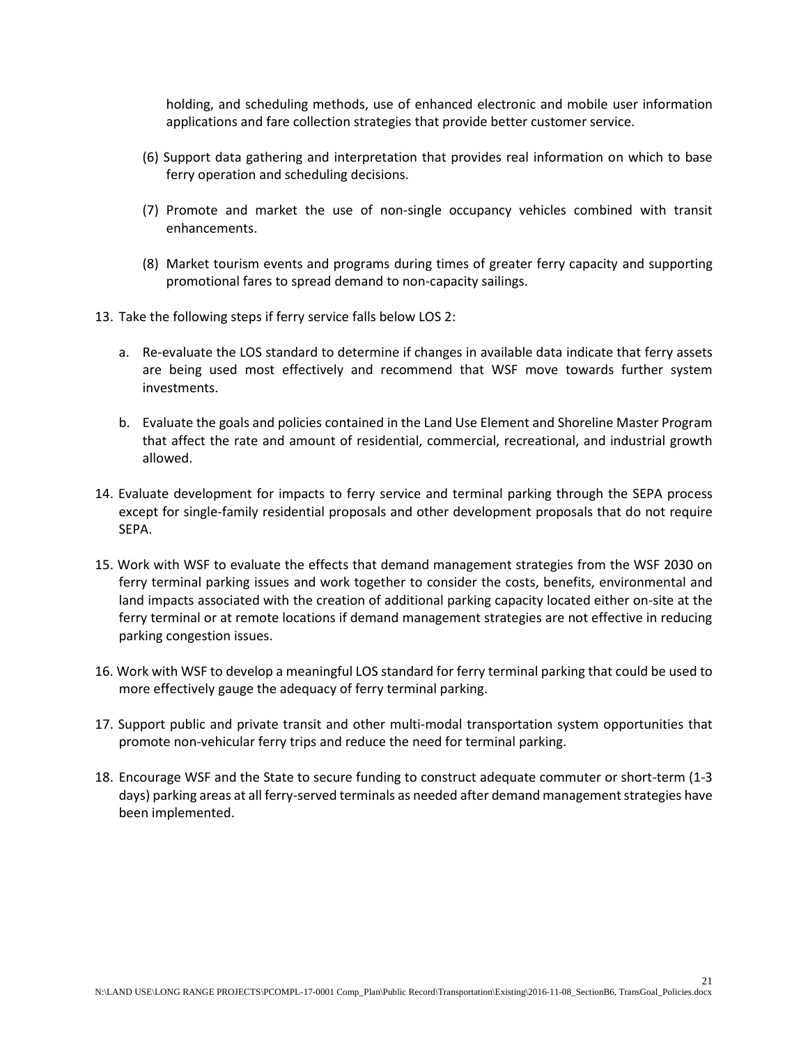holding, and scheduling methods, use of enhanced electronic and mobile user information applications and fare collection strategies that provide better customer service.

(6) Support data gathering and interpretation that provides real information on which to base ferry operation and scheduling decisions.

(7) Promote and market the use of non-single occupancy vehicles combined with transit enhancements.

(8) Market tourism events and programs during times of greater ferry capacity and supporting promotional fares to spread demand to non-capacity sailings.

13. Take the following steps if ferry service falls below LOS 2:

    a. Re-evaluate the LOS standard to determine if changes in available data indicate that ferry assets are being used most effectively and recommend that WSF move towards further system investments.

    b. Evaluate the goals and policies contained in the Land Use Element and Shoreline Master Program that affect the rate and amount of residential, commercial, recreational, and industrial growth allowed.

14. Evaluate development for impacts to ferry service and terminal parking through the SEPA process except for single-family residential proposals and other development proposals that do not require SEPA.

15. Work with WSF to evaluate the effects that demand management strategies from the WSF 2030 on ferry terminal parking issues and work together to consider the costs, benefits, environmental and land impacts associated with the creation of additional parking capacity located either on-site at the ferry terminal or at remote locations if demand management strategies are not effective in reducing parking congestion issues.

16. Work with WSF to develop a meaningful LOS standard for ferry terminal parking that could be used to more effectively gauge the adequacy of ferry terminal parking.

17. Support public and private transit and other multi-modal transportation system opportunities that promote non-vehicular ferry trips and reduce the need for terminal parking.

18. Encourage WSF and the State to secure funding to construct adequate commuter or short-term (1-3 days) parking areas at all ferry-served terminals as needed after demand management strategies have been implemented.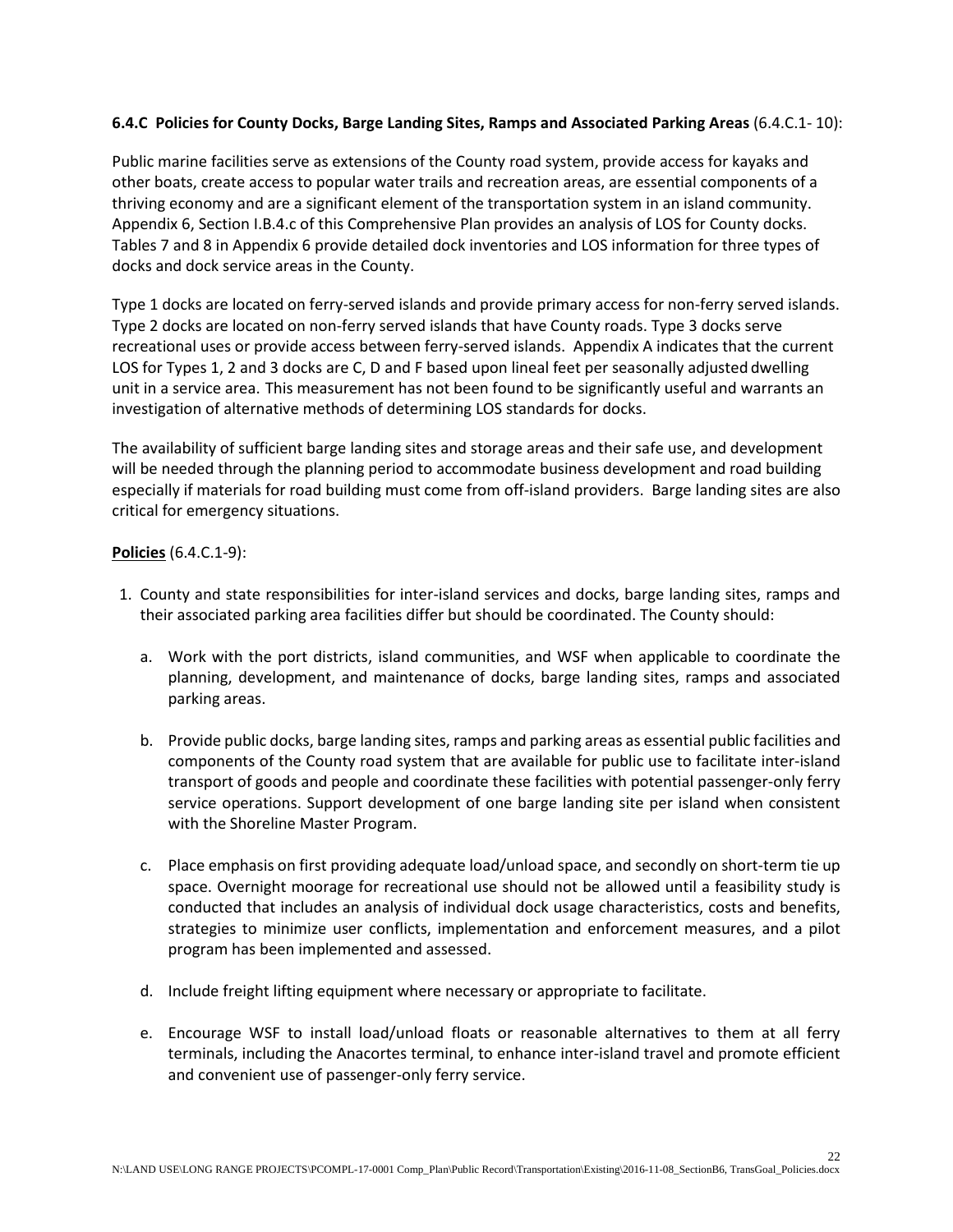**6.4.C Policies for County Docks, Barge Landing Sites, Ramps and Associated Parking Areas** (6.4.C.1- 10):

Public marine facilities serve as extensions of the County road system, provide access for kayaks and other boats, create access to popular water trails and recreation areas, are essential components of a thriving economy and are a significant element of the transportation system in an island community. Appendix 6, Section I.B.4.c of this Comprehensive Plan provides an analysis of LOS for County docks. Tables 7 and 8 in Appendix 6 provide detailed dock inventories and LOS information for three types of docks and dock service areas in the County.

Type 1 docks are located on ferry-served islands and provide primary access for non-ferry served islands. Type 2 docks are located on non-ferry served islands that have County roads. Type 3 docks serve recreational uses or provide access between ferry-served islands. Appendix A indicates that the current LOS for Types 1, 2 and 3 docks are C, D and F based upon lineal feet per seasonally adjusted dwelling unit in a service area. This measurement has not been found to be significantly useful and warrants an investigation of alternative methods of determining LOS standards for docks.

The availability of sufficient barge landing sites and storage areas and their safe use, and development will be needed through the planning period to accommodate business development and road building especially if materials for road building must come from off-island providers. Barge landing sites are also critical for emergency situations.

**Policies** (6.4.C.1-9):

1. County and state responsibilities for inter-island services and docks, barge landing sites, ramps and their associated parking area facilities differ but should be coordinated. The County should:

   a. Work with the port districts, island communities, and WSF when applicable to coordinate the planning, development, and maintenance of docks, barge landing sites, ramps and associated parking areas.

   b. Provide public docks, barge landing sites, ramps and parking areas as essential public facilities and components of the County road system that are available for public use to facilitate inter-island transport of goods and people and coordinate these facilities with potential passenger-only ferry service operations. Support development of one barge landing site per island when consistent with the Shoreline Master Program.

   c. Place emphasis on first providing adequate load/unload space, and secondly on short-term tie up space. Overnight moorage for recreational use should not be allowed until a feasibility study is conducted that includes an analysis of individual dock usage characteristics, costs and benefits, strategies to minimize user conflicts, implementation and enforcement measures, and a pilot program has been implemented and assessed.

   d. Include freight lifting equipment where necessary or appropriate to facilitate.

   e. Encourage WSF to install load/unload floats or reasonable alternatives to them at all ferry terminals, including the Anacortes terminal, to enhance inter-island travel and promote efficient and convenient use of passenger-only ferry service.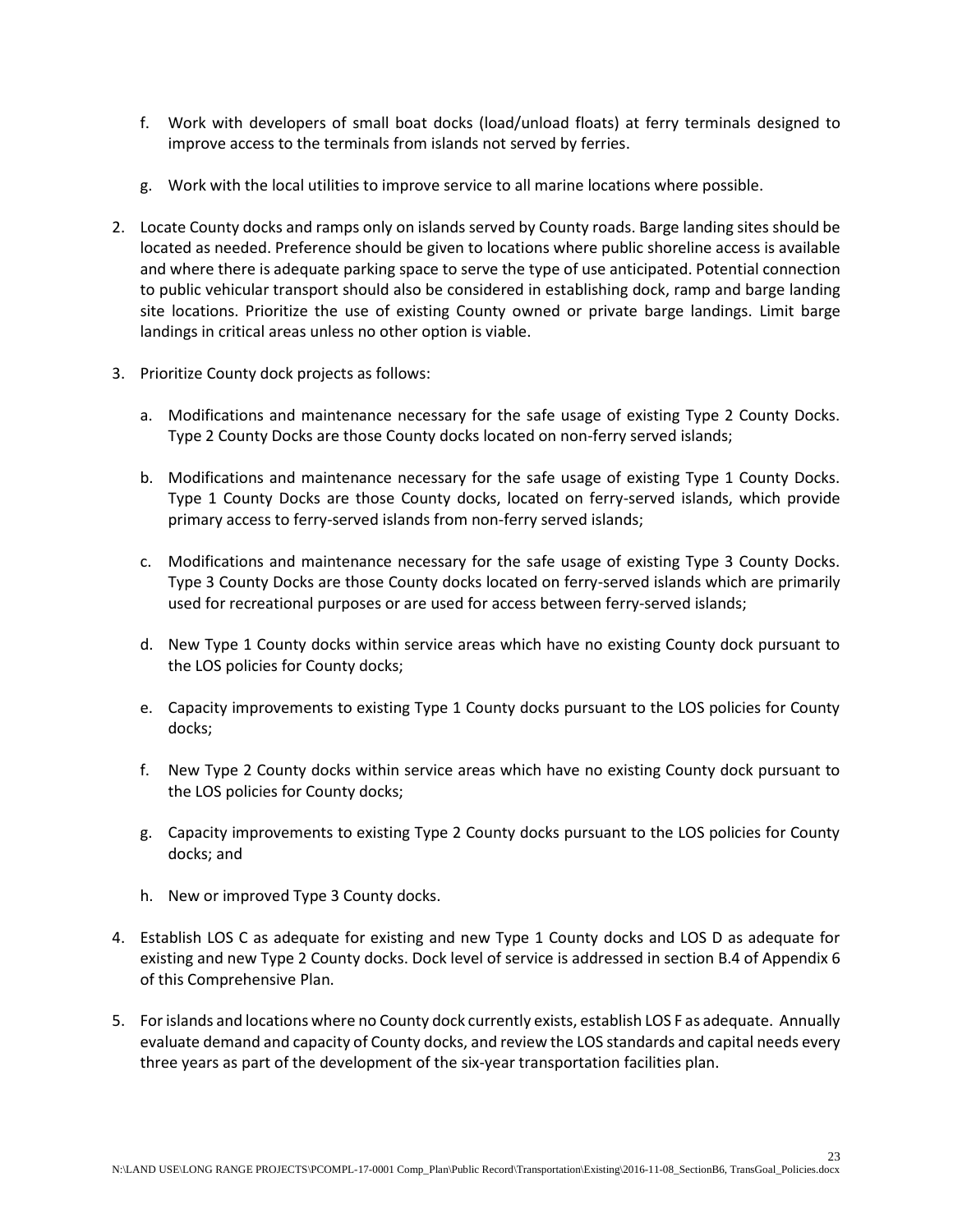f. Work with developers of small boat docks (load/unload floats) at ferry terminals designed to improve access to the terminals from islands not served by ferries.

g. Work with the local utilities to improve service to all marine locations where possible.

2. Locate County docks and ramps only on islands served by County roads. Barge landing sites should be located as needed. Preference should be given to locations where public shoreline access is available and where there is adequate parking space to serve the type of use anticipated. Potential connection to public vehicular transport should also be considered in establishing dock, ramp and barge landing site locations. Prioritize the use of existing County owned or private barge landings. Limit barge landings in critical areas unless no other option is viable.

3. Prioritize County dock projects as follows:

   a. Modifications and maintenance necessary for the safe usage of existing Type 2 County Docks. Type 2 County Docks are those County docks located on non-ferry served islands;

   b. Modifications and maintenance necessary for the safe usage of existing Type 1 County Docks. Type 1 County Docks are those County docks, located on ferry-served islands, which provide primary access to ferry-served islands from non-ferry served islands;

   c. Modifications and maintenance necessary for the safe usage of existing Type 3 County Docks. Type 3 County Docks are those County docks located on ferry-served islands which are primarily used for recreational purposes or are used for access between ferry-served islands;

   d. New Type 1 County docks within service areas which have no existing County dock pursuant to the LOS policies for County docks;

   e. Capacity improvements to existing Type 1 County docks pursuant to the LOS policies for County docks;

   f. New Type 2 County docks within service areas which have no existing County dock pursuant to the LOS policies for County docks;

   g. Capacity improvements to existing Type 2 County docks pursuant to the LOS policies for County docks; and

   h. New or improved Type 3 County docks.

4. Establish LOS C as adequate for existing and new Type 1 County docks and LOS D as adequate for existing and new Type 2 County docks. Dock level of service is addressed in section B.4 of Appendix 6 of this Comprehensive Plan.

5. For islands and locations where no County dock currently exists, establish LOS F as adequate. Annually evaluate demand and capacity of County docks, and review the LOS standards and capital needs every three years as part of the development of the six-year transportation facilities plan.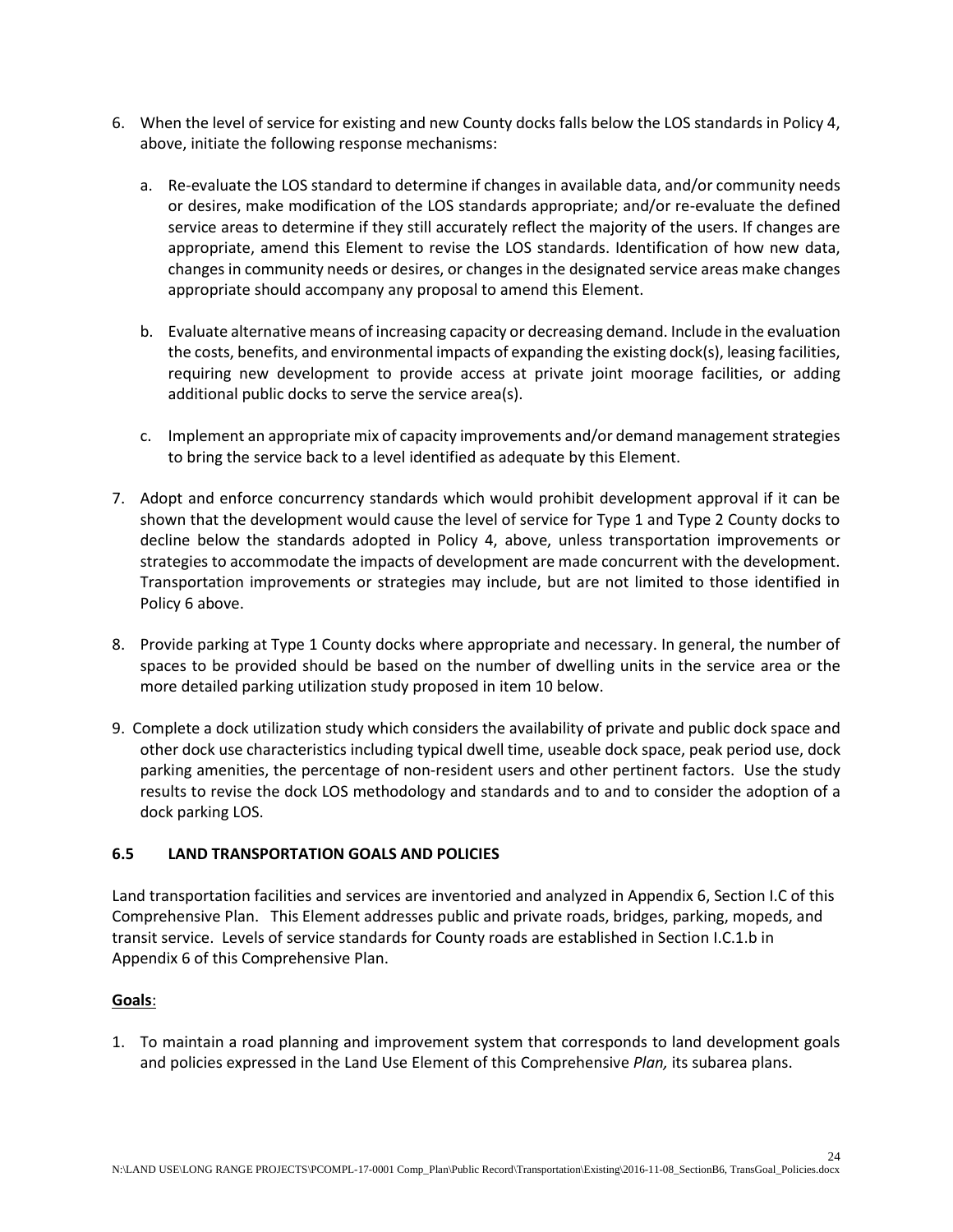6. When the level of service for existing and new County docks falls below the LOS standards in Policy 4, above, initiate the following response mechanisms:

   a. Re-evaluate the LOS standard to determine if changes in available data, and/or community needs or desires, make modification of the LOS standards appropriate; and/or re-evaluate the defined service areas to determine if they still accurately reflect the majority of the users. If changes are appropriate, amend this Element to revise the LOS standards. Identification of how new data, changes in community needs or desires, or changes in the designated service areas make changes appropriate should accompany any proposal to amend this Element.

   b. Evaluate alternative means of increasing capacity or decreasing demand. Include in the evaluation the costs, benefits, and environmental impacts of expanding the existing dock(s), leasing facilities, requiring new development to provide access at private joint moorage facilities, or adding additional public docks to serve the service area(s).

   c. Implement an appropriate mix of capacity improvements and/or demand management strategies to bring the service back to a level identified as adequate by this Element.

7. Adopt and enforce concurrency standards which would prohibit development approval if it can be shown that the development would cause the level of service for Type 1 and Type 2 County docks to decline below the standards adopted in Policy 4, above, unless transportation improvements or strategies to accommodate the impacts of development are made concurrent with the development. Transportation improvements or strategies may include, but are not limited to those identified in Policy 6 above.

8. Provide parking at Type 1 County docks where appropriate and necessary. In general, the number of spaces to be provided should be based on the number of dwelling units in the service area or the more detailed parking utilization study proposed in item 10 below.

9. Complete a dock utilization study which considers the availability of private and public dock space and other dock use characteristics including typical dwell time, useable dock space, peak period use, dock parking amenities, the percentage of non-resident users and other pertinent factors. Use the study results to revise the dock LOS methodology and standards and to and to consider the adoption of a dock parking LOS.

### 6.5 LAND TRANSPORTATION GOALS AND POLICIES

Land transportation facilities and services are inventoried and analyzed in Appendix 6, Section I.C of this Comprehensive Plan. This Element addresses public and private roads, bridges, parking, mopeds, and transit service. Levels of services standards for County roads are established in Section I.C.1.b in Appendix 6 of this Comprehensive Plan.

**Goals**:

1. To maintain a road planning and improvement system that corresponds to land development goals and policies expressed in the Land Use Element of this Comprehensive *Plan,* its subarea plans.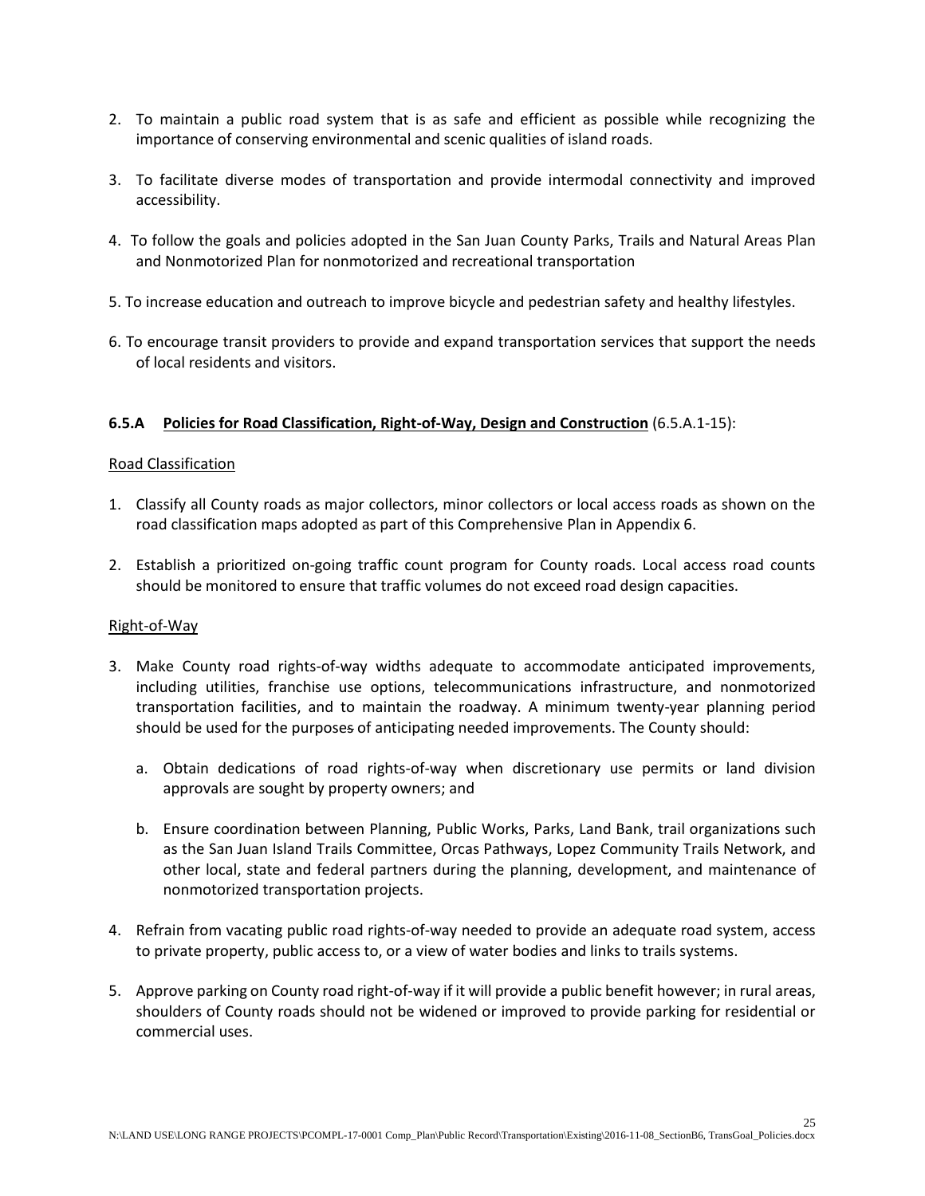2. To maintain a public road system that is as safe and efficient as possible while recognizing the importance of conserving environmental and scenic qualities of island roads.

3. To facilitate diverse modes of transportation and provide intermodal connectivity and improved accessibility.

4. To follow the goals and policies adopted in the San Juan County Parks, Trails and Natural Areas Plan and Nonmotorized Plan for nonmotorized and recreational transportation

5. To increase education and outreach to improve bicycle and pedestrian safety and healthy lifestyles.

6. To encourage transit providers to provide and expand transportation services that support the needs of local residents and visitors.

**6.5.A <u>Policies for Road Classification, Right-of-Way, Design and Construction</u>** (6.5.A.1-15):

<u>Road Classification</u>

1. Classify all County roads as major collectors, minor collectors or local access roads as shown on the road classification maps adopted as part of this Comprehensive Plan in Appendix 6.

2. Establish a prioritized on-going traffic count program for County roads. Local access road counts should be monitored to ensure that traffic volumes do not exceed road design capacities.

<u>Right-of-Way</u>

3. Make County road rights-of-way widths adequate to accommodate anticipated improvements, including utilities, franchise use options, telecommunications infrastructure, and nonmotorized transportation facilities, and to maintain the roadway. A minimum twenty-year planning period should be used for the purposes of anticipating needed improvements. The County should:

   a. Obtain dedications of road rights-of-way when discretionary use permits or land division approvals are sought by property owners; and

   b. Ensure coordination between Planning, Public Works, Parks, Land Bank, trail organizations such as the San Juan Island Trails Committee, Orcas Pathways, Lopez Community Trails Network, and other local, state and federal partners during the planning, development, and maintenance of nonmotorized transportation projects.

4. Refrain from vacating public road rights-of-way needed to provide an adequate road system, access to private property, public access to, or a view of water bodies and links to trails systems.

5. Approve parking on County road right-of-way if it will provide a public benefit however; in rural areas, shoulders of County roads should not be widened or improved to provide parking for residential or commercial uses.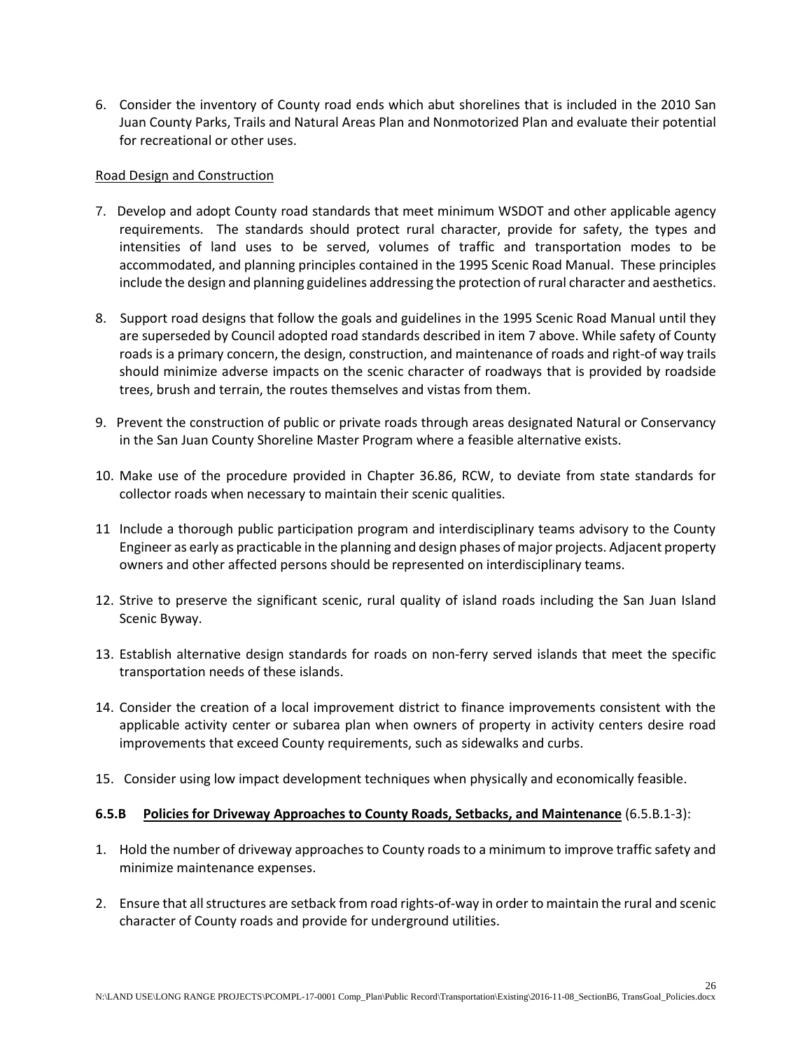6. Consider the inventory of County road ends which abut shorelines that is included in the 2010 San Juan County Parks, Trails and Natural Areas Plan and Nonmotorized Plan and evaluate their potential for recreational or other uses.

<u>Road Design and Construction</u>

7. Develop and adopt County road standards that meet minimum WSDOT and other applicable agency requirements. The standards should protect rural character, provide for safety, the types and intensities of land uses to be served, volumes of traffic and transportation modes to be accommodated, and planning principles contained in the 1995 Scenic Road Manual. These principles include the design and planning guidelines addressing the protection of rural character and aesthetics.

8. Support road designs that follow the goals and guidelines in the 1995 Scenic Road Manual until they are superseded by Council adopted road standards described in item 7 above. While safety of County roads is a primary concern, the design, construction, and maintenance of roads and right-of way trails should minimize adverse impacts on the scenic character of roadways that is provided by roadside trees, brush and terrain, the routes themselves and vistas from them.

9. Prevent the construction of public or private roads through areas designated Natural or Conservancy in the San Juan County Shoreline Master Program where a feasible alternative exists.

10. Make use of the procedure provided in Chapter 36.86, RCW, to deviate from state standards for collector roads when necessary to maintain their scenic qualities.

11 Include a thorough public participation program and interdisciplinary teams advisory to the County Engineer as early as practicable in the planning and design phases of major projects. Adjacent property owners and other affected persons should be represented on interdisciplinary teams.

12. Strive to preserve the significant scenic, rural quality of island roads including the San Juan Island Scenic Byway.

13. Establish alternative design standards for roads on non-ferry served islands that meet the specific transportation needs of these islands.

14. Consider the creation of a local improvement district to finance improvements consistent with the applicable activity center or subarea plan when owners of property in activity centers desire road improvements that exceed County requirements, such as sidewalks and curbs.

15. Consider using low impact development techniques when physically and economically feasible.

**6.5.B <u>Policies for Driveway Approaches to County Roads, Setbacks, and Maintenance</u>** (6.5.B.1-3):

1. Hold the number of driveway approaches to County roads to a minimum to improve traffic safety and minimize maintenance expenses.

2. Ensure that all structures are setback from road rights-of-way in order to maintain the rural and scenic character of County roads and provide for underground utilities.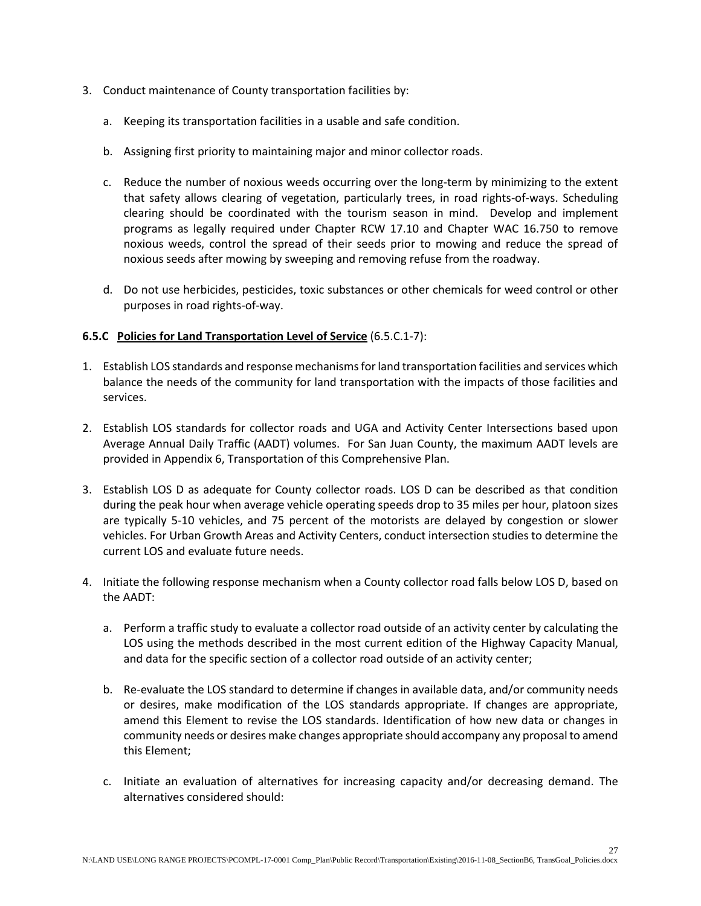3. Conduct maintenance of County transportation facilities by:

   a. Keeping its transportation facilities in a usable and safe condition.

   b. Assigning first priority to maintaining major and minor collector roads.

   c. Reduce the number of noxious weeds occurring over the long-term by minimizing to the extent that safety allows clearing of vegetation, particularly trees, in road rights-of-ways. Scheduling clearing should be coordinated with the tourism season in mind. Develop and implement programs as legally required under Chapter RCW 17.10 and Chapter WAC 16.750 to remove noxious weeds, control the spread of their seeds prior to mowing and reduce the spread of noxious seeds after mowing by sweeping and removing refuse from the roadway.

   d. Do not use herbicides, pesticides, toxic substances or other chemicals for weed control or other purposes in road rights-of-way.

**6.5.C <u>Policies for Land Transportation Level of Service</u>** (6.5.C.1-7):

1. Establish LOS standards and response mechanisms for land transportation facilities and services which balance the needs of the community for land transportation with the impacts of those facilities and services.

2. Establish LOS standards for collector roads and UGA and Activity Center Intersections based upon Average Annual Daily Traffic (AADT) volumes. For San Juan County, the maximum AADT levels are provided in Appendix 6, Transportation of this Comprehensive Plan.

3. Establish LOS D as adequate for County collector roads. LOS D can be described as that condition during the peak hour when average vehicle operating speeds drop to 35 miles per hour, platoon sizes are typically 5-10 vehicles, and 75 percent of the motorists are delayed by congestion or slower vehicles. For Urban Growth Areas and Activity Centers, conduct intersection studies to determine the current LOS and evaluate future needs.

4. Initiate the following response mechanism when a County collector road falls below LOS D, based on the AADT:

   a. Perform a traffic study to evaluate a collector road outside of an activity center by calculating the LOS using the methods described in the most current edition of the Highway Capacity Manual, and data for the specific section of a collector road outside of an activity center;

   b. Re-evaluate the LOS standard to determine if changes in available data, and/or community needs or desires, make modification of the LOS standards appropriate. If changes are appropriate, amend this Element to revise the LOS standards. Identification of how new data or changes in community needs or desires make changes appropriate should accompany any proposal to amend this Element;

   c. Initiate an evaluation of alternatives for increasing capacity and/or decreasing demand. The alternatives considered should: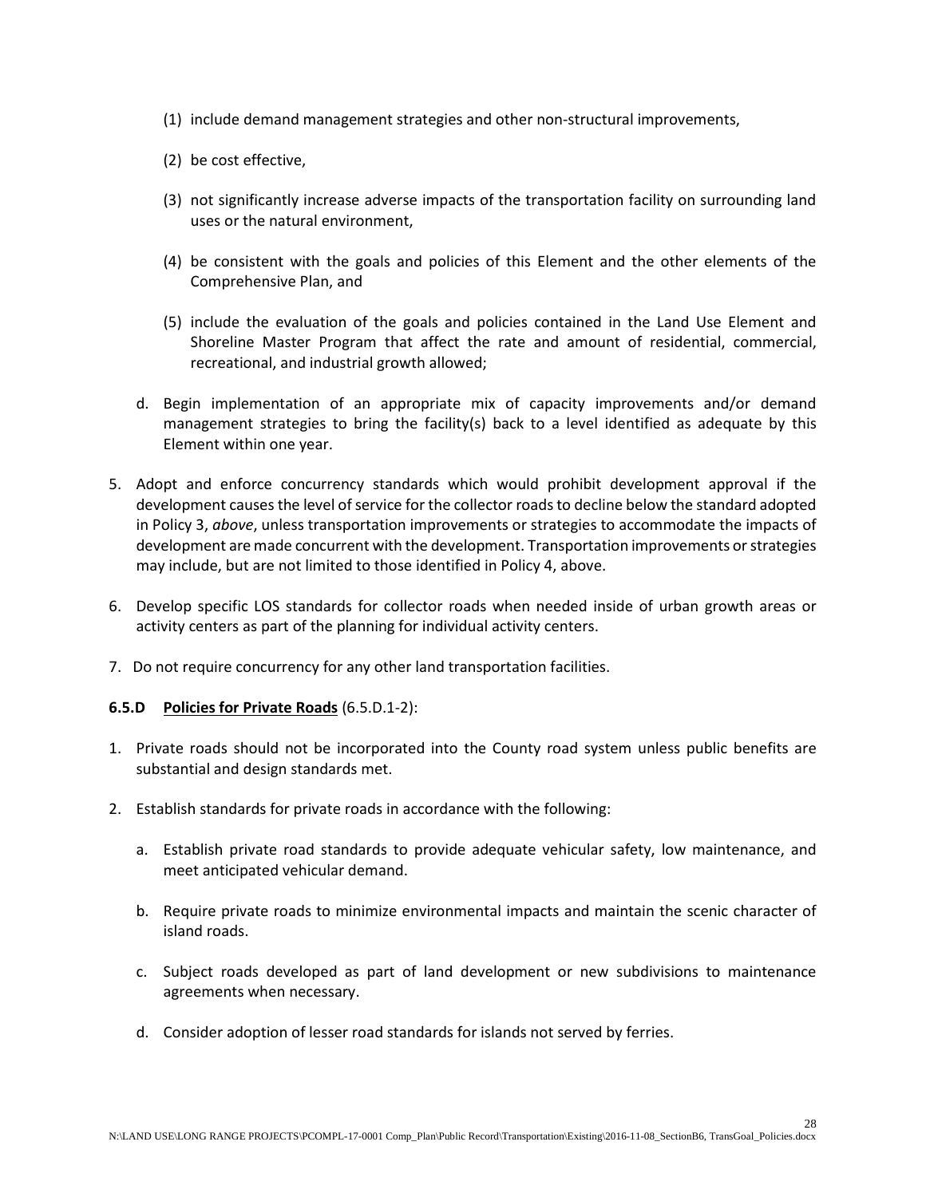(1) include demand management strategies and other non-structural improvements,

(2) be cost effective,

(3) not significantly increase adverse impacts of the transportation facility on surrounding land uses or the natural environment,

(4) be consistent with the goals and policies of this Element and the other elements of the Comprehensive Plan, and

(5) include the evaluation of the goals and policies contained in the Land Use Element and Shoreline Master Program that affect the rate and amount of residential, commercial, recreational, and industrial growth allowed;

d. Begin implementation of an appropriate mix of capacity improvements and/or demand management strategies to bring the facility(s) back to a level identified as adequate by this Element within one year.

5. Adopt and enforce concurrency standards which would prohibit development approval if the development causes the level of service for the collector roads to decline below the standard adopted in Policy 3, *above*, unless transportation improvements or strategies to accommodate the impacts of development are made concurrent with the development. Transportation improvements or strategies may include, but are not limited to those identified in Policy 4, above.

6. Develop specific LOS standards for collector roads when needed inside of urban growth areas or activity centers as part of the planning for individual activity centers.

7. Do not require concurrency for any other land transportation facilities.

**6.5.D <u>Policies for Private Roads</u>** (6.5.D.1-2):

1. Private roads should not be incorporated into the County road system unless public benefits are substantial and design standards met.

2. Establish standards for private roads in accordance with the following:

   a. Establish private road standards to provide adequate vehicular safety, low maintenance, and meet anticipated vehicular demand.

   b. Require private roads to minimize environmental impacts and maintain the scenic character of island roads.

   c. Subject roads developed as part of land development or new subdivisions to maintenance agreements when necessary.

   d. Consider adoption of lesser road standards for islands not served by ferries.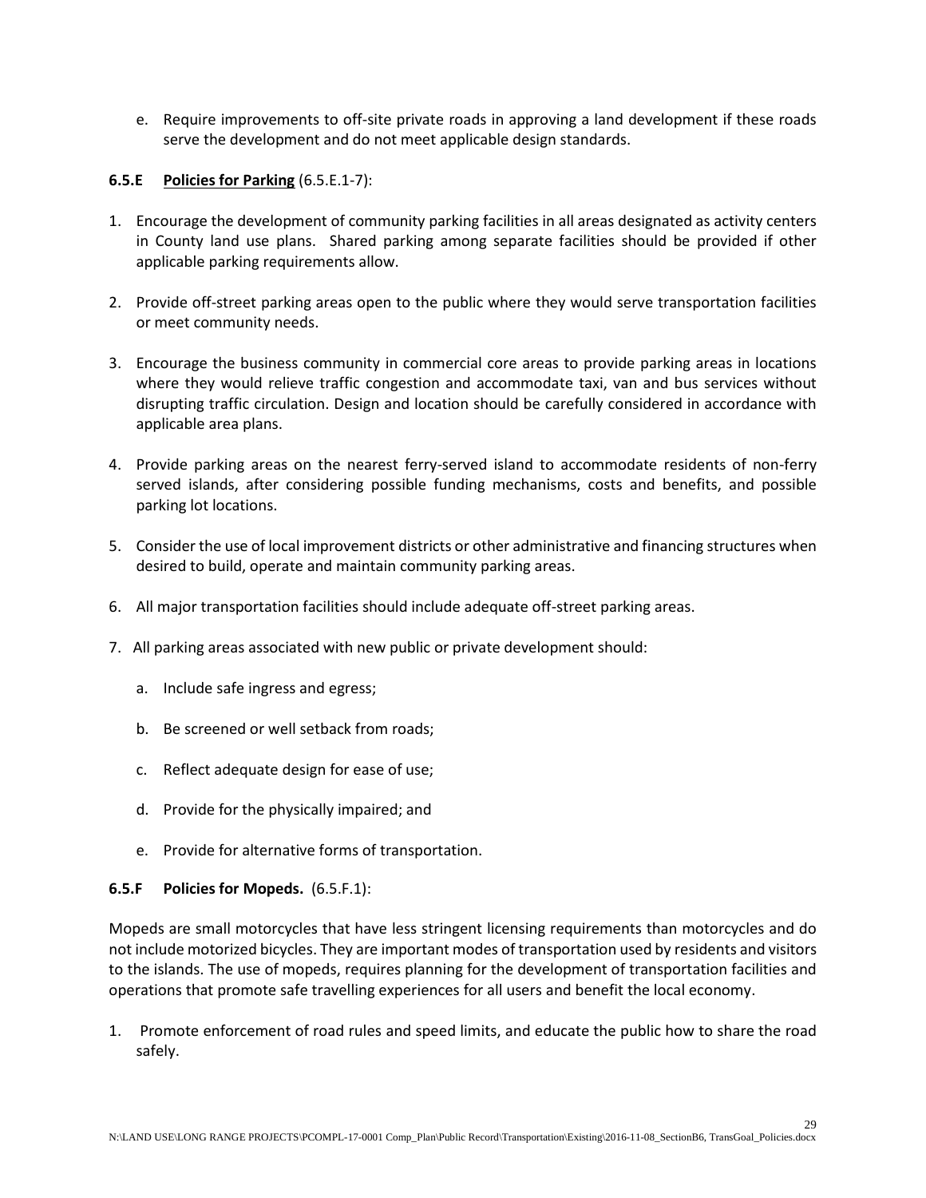e. Require improvements to off-site private roads in approving a land development if these roads serve the development and do not meet applicable design standards.

**6.5.E Policies for Parking** (6.5.E.1-7):

1. Encourage the development of community parking facilities in all areas designated as activity centers in County land use plans. Shared parking among separate facilities should be provided if other applicable parking requirements allow.

2. Provide off-street parking areas open to the public where they would serve transportation facilities or meet community needs.

3. Encourage the business community in commercial core areas to provide parking areas in locations where they would relieve traffic congestion and accommodate taxi, van and bus services without disrupting traffic circulation. Design and location should be carefully considered in accordance with applicable area plans.

4. Provide parking areas on the nearest ferry-served island to accommodate residents of non-ferry served islands, after considering possible funding mechanisms, costs and benefits, and possible parking lot locations.

5. Consider the use of local improvement districts or other administrative and financing structures when desired to build, operate and maintain community parking areas.

6. All major transportation facilities should include adequate off-street parking areas.

7. All parking areas associated with new public or private development should:

   a. Include safe ingress and egress;

   b. Be screened or well setback from roads;

   c. Reflect adequate design for ease of use;

   d. Provide for the physically impaired; and

   e. Provide for alternative forms of transportation.

**6.5.F Policies for Mopeds.** (6.5.F.1):

Mopeds are small motorcycles that have less stringent licensing requirements than motorcycles and do not include motorized bicycles. They are important modes of transportation used by residents and visitors to the islands. The use of mopeds, requires planning for the development of transportation facilities and operations that promote safe travelling experiences for all users and benefit the local economy.

1. Promote enforcement of road rules and speed limits, and educate the public how to share the road safely.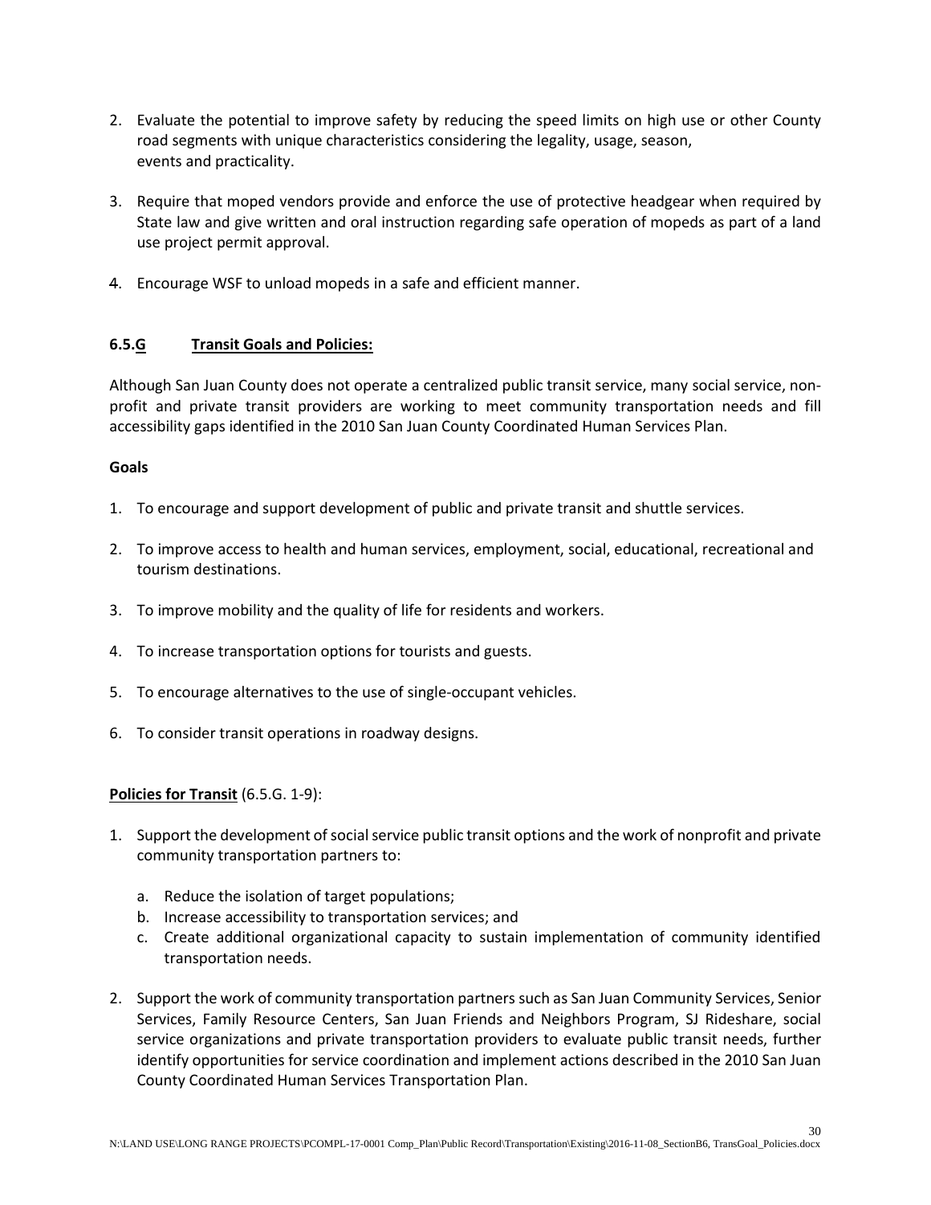2. Evaluate the potential to improve safety by reducing the speed limits on high use or other County road segments with unique characteristics considering the legality, usage, season, events and practicality.

3. Require that moped vendors provide and enforce the use of protective headgear when required by State law and give written and oral instruction regarding safe operation of mopeds as part of a land use project permit approval.

4. Encourage WSF to unload mopeds in a safe and efficient manner.

### 6.5.G Transit Goals and Policies:

Although San Juan County does not operate a centralized public transit service, many social service, non-profit and private transit providers are working to meet community transportation needs and fill accessibility gaps identified in the 2010 San Juan County Coordinated Human Services Plan.

**Goals**

1. To encourage and support development of public and private transit and shuttle services.

2. To improve access to health and human services, employment, social, educational, recreational and tourism destinations.

3. To improve mobility and the quality of life for residents and workers.

4. To increase transportation options for tourists and guests.

5. To encourage alternatives to the use of single-occupant vehicles.

6. To consider transit operations in roadway designs.

**Policies for Transit** (6.5.G. 1-9):

1. Support the development of social service public transit options and the work of nonprofit and private community transportation partners to:

   a. Reduce the isolation of target populations;
   b. Increase accessibility to transportation services; and
   c. Create additional organizational capacity to sustain implementation of community identified transportation needs.

2. Support the work of community transportation partners such as San Juan Community Services, Senior Services, Family Resource Centers, San Juan Friends and Neighbors Program, SJ Rideshare, social service organizations and private transportation providers to evaluate public transit needs, further identify opportunities for service coordination and implement actions described in the 2010 San Juan County Coordinated Human Services Transportation Plan.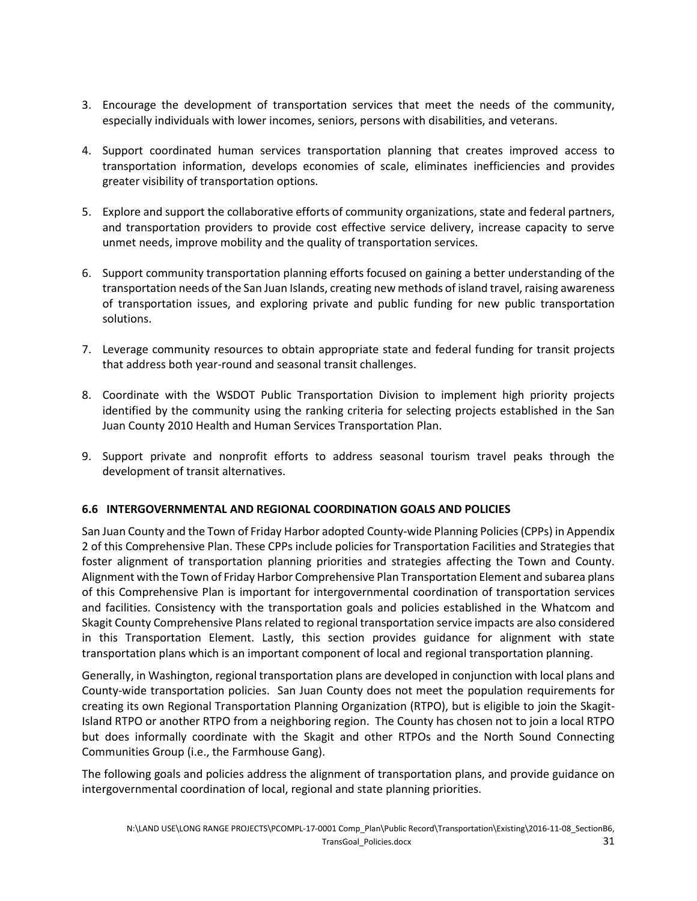3. Encourage the development of transportation services that meet the needs of the community, especially individuals with lower incomes, seniors, persons with disabilities, and veterans.

4. Support coordinated human services transportation planning that creates improved access to transportation information, develops economies of scale, eliminates inefficiencies and provides greater visibility of transportation options.

5. Explore and support the collaborative efforts of community organizations, state and federal partners, and transportation providers to provide cost effective service delivery, increase capacity to serve unmet needs, improve mobility and the quality of transportation services.

6. Support community transportation planning efforts focused on gaining a better understanding of the transportation needs of the San Juan Islands, creating new methods of island travel, raising awareness of transportation issues, and exploring private and public funding for new public transportation solutions.

7. Leverage community resources to obtain appropriate state and federal funding for transit projects that address both year-round and seasonal transit challenges.

8. Coordinate with the WSDOT Public Transportation Division to implement high priority projects identified by the community using the ranking criteria for selecting projects established in the San Juan County 2010 Health and Human Services Transportation Plan.

9. Support private and nonprofit efforts to address seasonal tourism travel peaks through the development of transit alternatives.

### 6.6 INTERGOVERNMENTAL AND REGIONAL COORDINATION GOALS AND POLICIES

San Juan County and the Town of Friday Harbor adopted County-wide Planning Policies (CPPs) in Appendix 2 of this Comprehensive Plan. These CPPs include policies for Transportation Facilities and Strategies that foster alignment of transportation planning priorities and strategies affecting the Town and County. Alignment with the Town of Friday Harbor Comprehensive Plan Transportation Element and subarea plans of this Comprehensive Plan is important for intergovernmental coordination of transportation services and facilities. Consistency with the transportation goals and policies established in the Whatcom and Skagit County Comprehensive Plans related to regional transportation service impacts are also considered in this Transportation Element. Lastly, this section provides guidance for alignment with state transportation plans which is an important component of local and regional transportation planning.

Generally, in Washington, regional transportation plans are developed in conjunction with local plans and County-wide transportation policies. San Juan County does not meet the population requirements for creating its own Regional Transportation Planning Organization (RTPO), but is eligible to join the Skagit-Island RTPO or another RTPO from a neighboring region. The County has chosen not to join a local RTPO but does informally coordinate with the Skagit and other RTPOs and the North Sound Connecting Communities Group (i.e., the Farmhouse Gang).

The following goals and policies address the alignment of transportation plans, and provide guidance on intergovernmental coordination of local, regional and state planning priorities.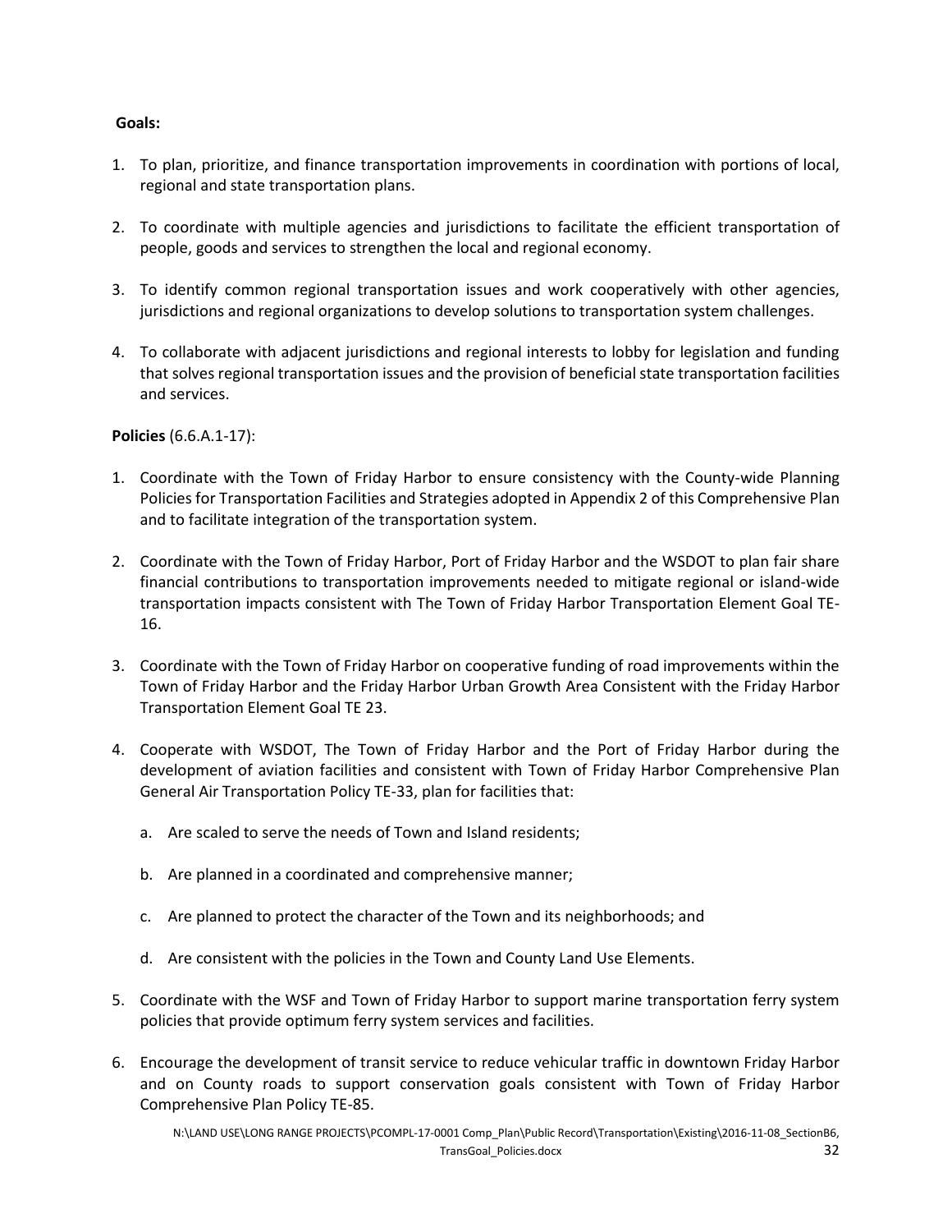**Goals:**

1. To plan, prioritize, and finance transportation improvements in coordination with portions of local, regional and state transportation plans.

2. To coordinate with multiple agencies and jurisdictions to facilitate the efficient transportation of people, goods and services to strengthen the local and regional economy.

3. To identify common regional transportation issues and work cooperatively with other agencies, jurisdictions and regional organizations to develop solutions to transportation system challenges.

4. To collaborate with adjacent jurisdictions and regional interests to lobby for legislation and funding that solves regional transportation issues and the provision of beneficial state transportation facilities and services.

**Policies** (6.6.A.1-17):

1. Coordinate with the Town of Friday Harbor to ensure consistency with the County-wide Planning Policies for Transportation Facilities and Strategies adopted in Appendix 2 of this Comprehensive Plan and to facilitate integration of the transportation system.

2. Coordinate with the Town of Friday Harbor, Port of Friday Harbor and the WSDOT to plan fair share financial contributions to transportation improvements needed to mitigate regional or island-wide transportation impacts consistent with The Town of Friday Harbor Transportation Element Goal TE-16.

3. Coordinate with the Town of Friday Harbor on cooperative funding of road improvements within the Town of Friday Harbor and the Friday Harbor Urban Growth Area Consistent with the Friday Harbor Transportation Element Goal TE 23.

4. Cooperate with WSDOT, The Town of Friday Harbor and the Port of Friday Harbor during the development of aviation facilities and consistent with Town of Friday Harbor Comprehensive Plan General Air Transportation Policy TE-33, plan for facilities that:

   a. Are scaled to serve the needs of Town and Island residents;

   b. Are planned in a coordinated and comprehensive manner;

   c. Are planned to protect the character of the Town and its neighborhoods; and

   d. Are consistent with the policies in the Town and County Land Use Elements.

5. Coordinate with the WSF and Town of Friday Harbor to support marine transportation ferry system policies that provide optimum ferry system services and facilities.

6. Encourage the development of transit service to reduce vehicular traffic in downtown Friday Harbor and on County roads to support conservation goals consistent with Town of Friday Harbor Comprehensive Plan Policy TE-85.

N:\LAND USE\LONG RANGE PROJECTS\PCOMPL-17-0001 Comp_Plan\Public Record\Transportation\Existing\2016-11-08_SectionB6, TransGoal_Policies.docx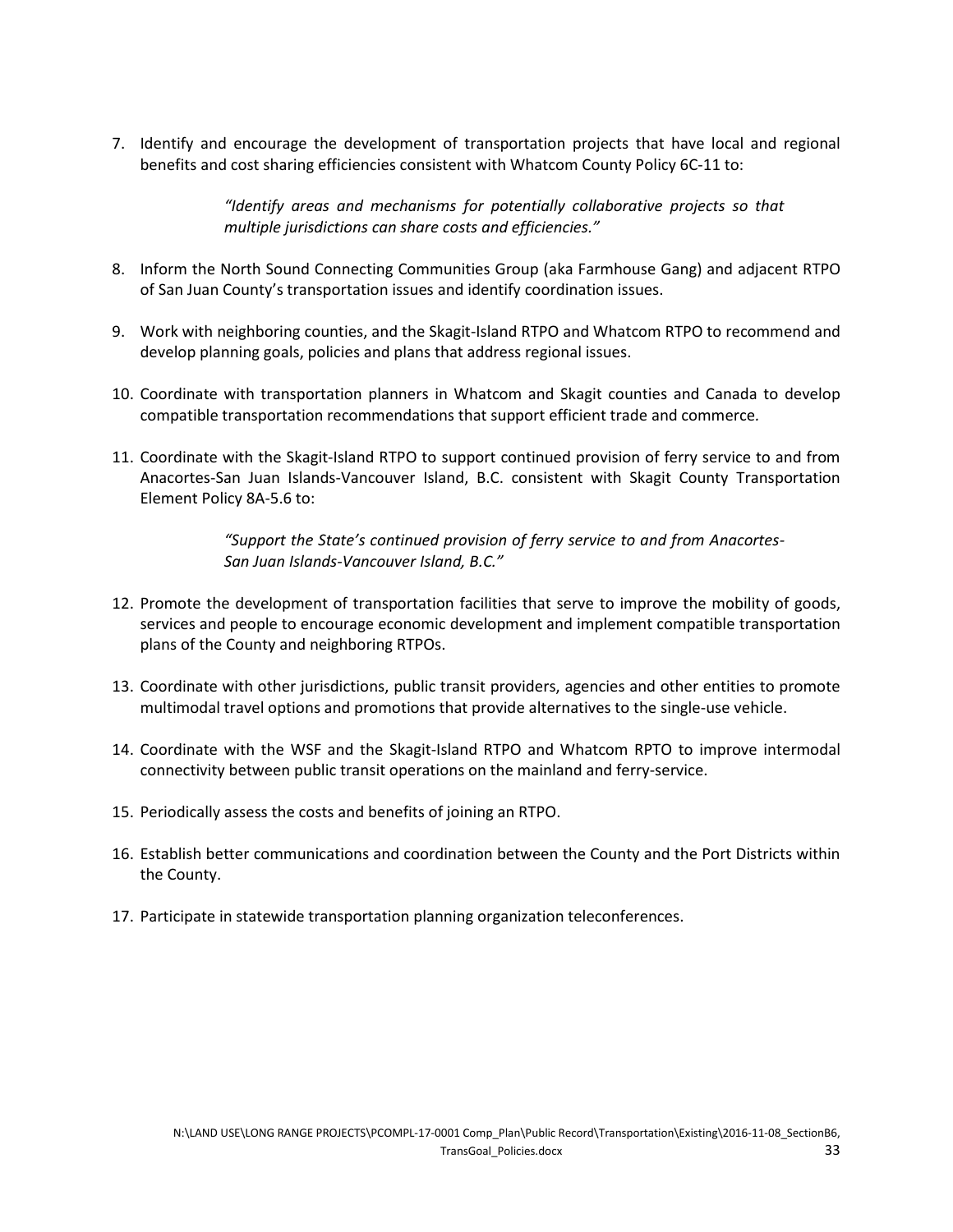7. Identify and encourage the development of transportation projects that have local and regional benefits and cost sharing efficiencies consistent with Whatcom County Policy 6C-11 to:

   *"Identify areas and mechanisms for potentially collaborative projects so that multiple jurisdictions can share costs and efficiencies."*

8. Inform the North Sound Connecting Communities Group (aka Farmhouse Gang) and adjacent RTPO of San Juan County's transportation issues and identify coordination issues.

9. Work with neighboring counties, and the Skagit-Island RTPO and Whatcom RTPO to recommend and develop planning goals, policies and plans that address regional issues.

10. Coordinate with transportation planners in Whatcom and Skagit counties and Canada to develop compatible transportation recommendations that support efficient trade and commerce.

11. Coordinate with the Skagit-Island RTPO to support continued provision of ferry service to and from Anacortes-San Juan Islands-Vancouver Island, B.C. consistent with Skagit County Transportation Element Policy 8A-5.6 to:

    *"Support the State's continued provision of ferry service to and from Anacortes-San Juan Islands-Vancouver Island, B.C."*

12. Promote the development of transportation facilities that serve to improve the mobility of goods, services and people to encourage economic development and implement compatible transportation plans of the County and neighboring RTPOs.

13. Coordinate with other jurisdictions, public transit providers, agencies and other entities to promote multimodal travel options and promotions that provide alternatives to the single-use vehicle.

14. Coordinate with the WSF and the Skagit-Island RTPO and Whatcom RPTO to improve intermodal connectivity between public transit operations on the mainland and ferry-service.

15. Periodically assess the costs and benefits of joining an RTPO.

16. Establish better communications and coordination between the County and the Port Districts within the County.

17. Participate in statewide transportation planning organization teleconferences.